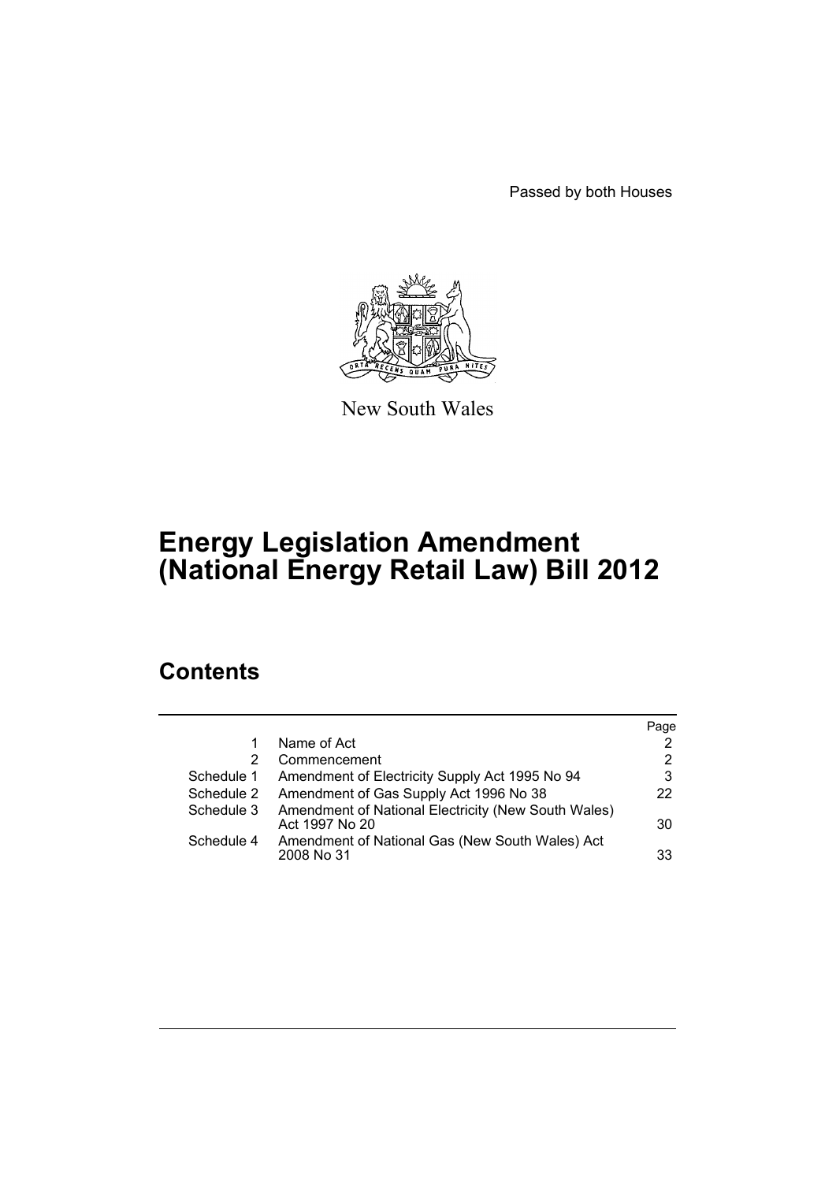Passed by both Houses

New South Wales

# Energy Legislation Amendment (National Energy Retail Law) Bill 2012

## Contents

| | | Page |
|---|---|---|
| 1 | Name of Act | 2 |
| 2 | Commencement | 2 |
| Schedule 1 | Amendment of Electricity Supply Act 1995 No 94 | 3 |
| Schedule 2 | Amendment of Gas Supply Act 1996 No 38 | 22 |
| Schedule 3 | Amendment of National Electricity (New South Wales) Act 1997 No 20 | 30 |
| Schedule 4 | Amendment of National Gas (New South Wales) Act 2008 No 31 | 33 |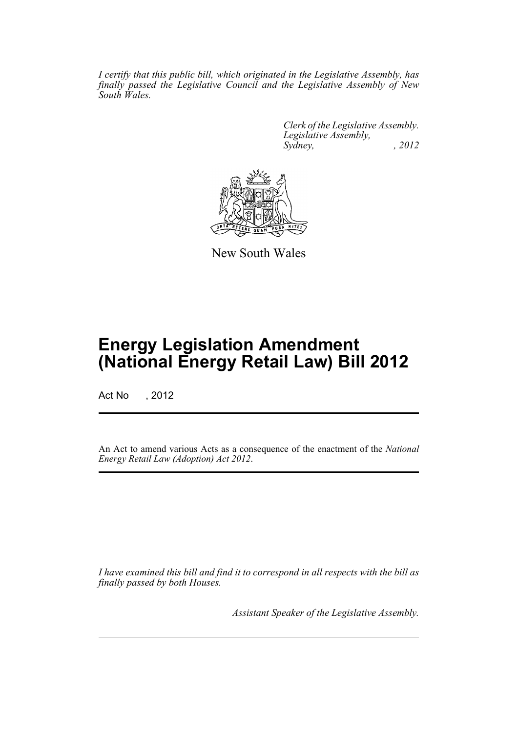*I certify that this public bill, which originated in the Legislative Assembly, has finally passed the Legislative Council and the Legislative Assembly of New South Wales.*

*Clerk of the Legislative Assembly.*
*Legislative Assembly,*
*Sydney, , 2012*

New South Wales

# Energy Legislation Amendment (National Energy Retail Law) Bill 2012

Act No , 2012

An Act to amend various Acts as a consequence of the enactment of the *National Energy Retail Law (Adoption) Act 2012*.

*I have examined this bill and find it to correspond in all respects with the bill as finally passed by both Houses.*

*Assistant Speaker of the Legislative Assembly.*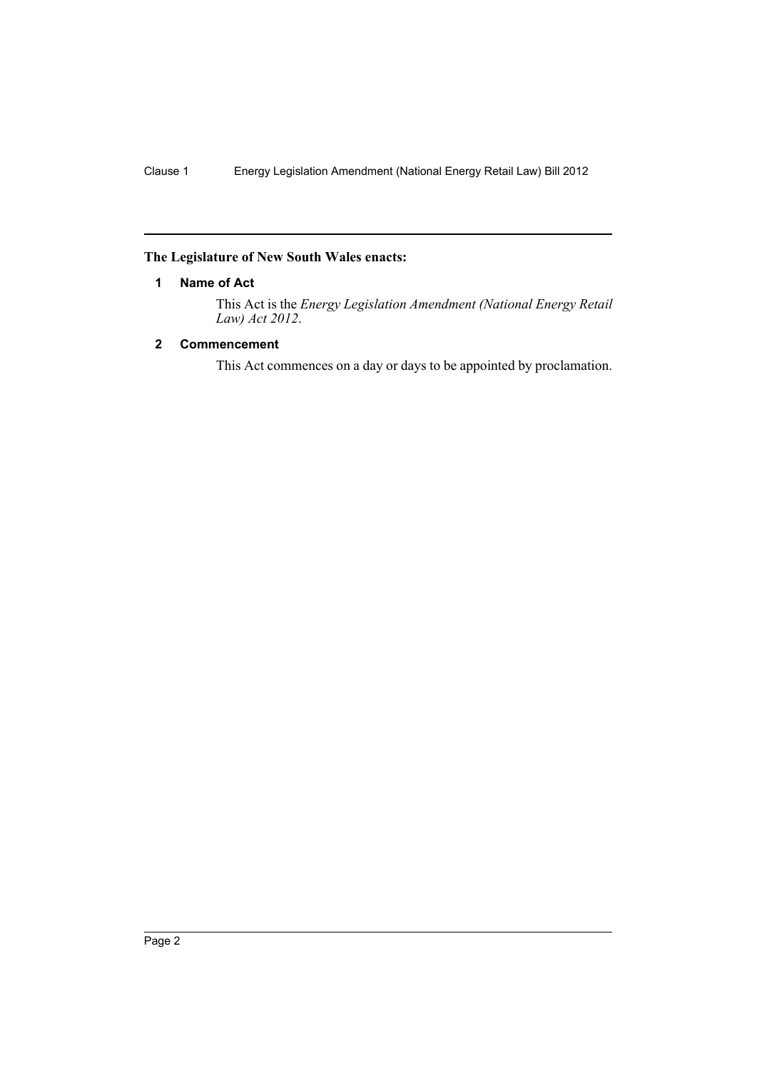**The Legislature of New South Wales enacts:**

### 1 Name of Act

This Act is the *Energy Legislation Amendment (National Energy Retail Law) Act 2012*.

### 2 Commencement

This Act commences on a day or days to be appointed by proclamation.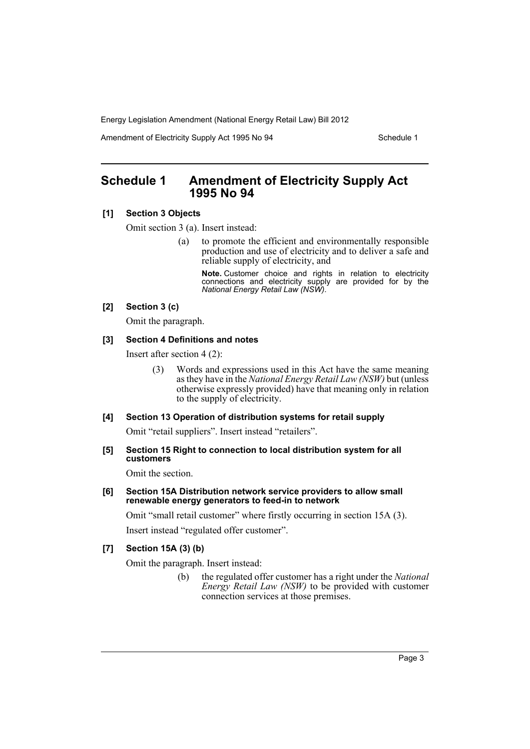## Schedule 1 Amendment of Electricity Supply Act 1995 No 94

**[1] Section 3 Objects**

Omit section 3 (a). Insert instead:

> (a) to promote the efficient and environmentally responsible production and use of electricity and to deliver a safe and reliable supply of electricity, and
>
> **Note.** Customer choice and rights in relation to electricity connections and electricity supply are provided for by the *National Energy Retail Law (NSW)*.

**[2] Section 3 (c)**

Omit the paragraph.

**[3] Section 4 Definitions and notes**

Insert after section 4 (2):

> (3) Words and expressions used in this Act have the same meaning as they have in the *National Energy Retail Law (NSW)* but (unless otherwise expressly provided) have that meaning only in relation to the supply of electricity.

**[4] Section 13 Operation of distribution systems for retail supply**

Omit "retail suppliers". Insert instead "retailers".

**[5] Section 15 Right to connection to local distribution system for all customers**

Omit the section.

**[6] Section 15A Distribution network service providers to allow small renewable energy generators to feed-in to network**

Omit "small retail customer" where firstly occurring in section 15A (3).

Insert instead "regulated offer customer".

**[7] Section 15A (3) (b)**

Omit the paragraph. Insert instead:

> (b) the regulated offer customer has a right under the *National Energy Retail Law (NSW)* to be provided with customer connection services at those premises.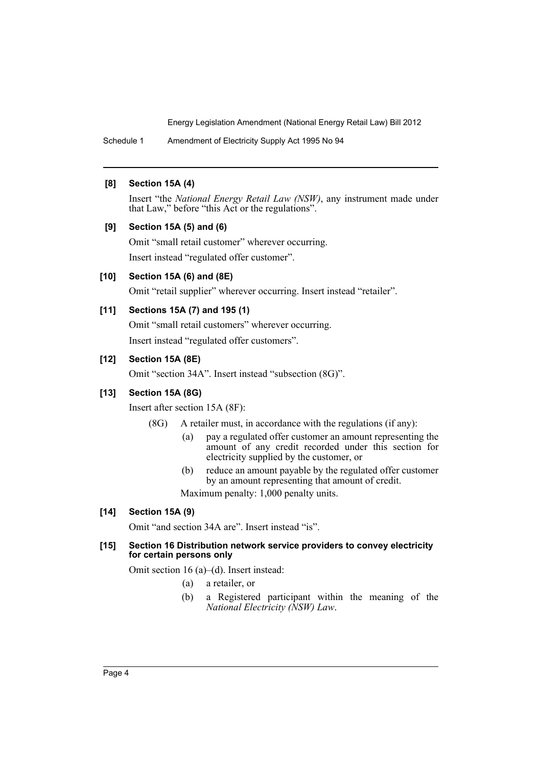**[8] Section 15A (4)**

Insert "the *National Energy Retail Law (NSW)*, any instrument made under that Law," before "this Act or the regulations".

**[9] Section 15A (5) and (6)**

Omit "small retail customer" wherever occurring.

Insert instead "regulated offer customer".

**[10] Section 15A (6) and (8E)**

Omit "retail supplier" wherever occurring. Insert instead "retailer".

**[11] Sections 15A (7) and 195 (1)**

Omit "small retail customers" wherever occurring.

Insert instead "regulated offer customers".

**[12] Section 15A (8E)**

Omit "section 34A". Insert instead "subsection (8G)".

**[13] Section 15A (8G)**

Insert after section 15A (8F):

(8G) A retailer must, in accordance with the regulations (if any):

(a) pay a regulated offer customer an amount representing the amount of any credit recorded under this section for electricity supplied by the customer, or

(b) reduce an amount payable by the regulated offer customer by an amount representing that amount of credit.

Maximum penalty: 1,000 penalty units.

**[14] Section 15A (9)**

Omit "and section 34A are". Insert instead "is".

**[15] Section 16 Distribution network service providers to convey electricity for certain persons only**

Omit section 16 (a)–(d). Insert instead:

(a) a retailer, or

(b) a Registered participant within the meaning of the *National Electricity (NSW) Law*.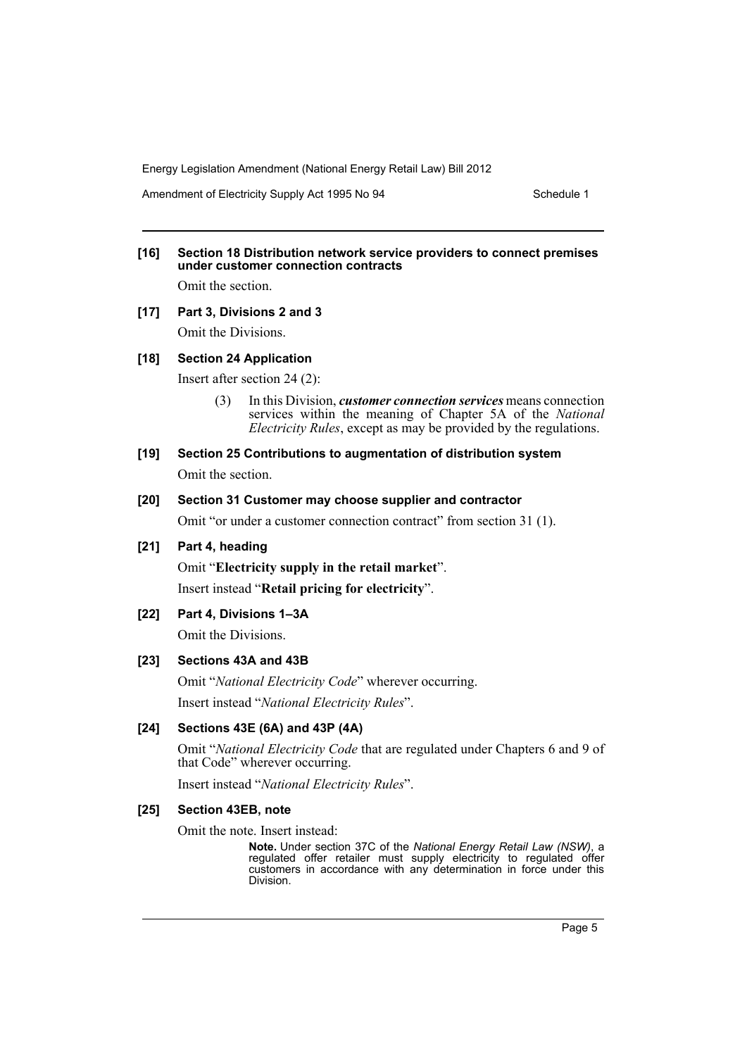**[16] Section 18 Distribution network service providers to connect premises under customer connection contracts**

Omit the section.

**[17] Part 3, Divisions 2 and 3**

Omit the Divisions.

**[18] Section 24 Application**

Insert after section 24 (2):

> (3) In this Division, ***customer connection services*** means connection services within the meaning of Chapter 5A of the *National Electricity Rules*, except as may be provided by the regulations.

**[19] Section 25 Contributions to augmentation of distribution system**

Omit the section.

**[20] Section 31 Customer may choose supplier and contractor**

Omit "or under a customer connection contract" from section 31 (1).

**[21] Part 4, heading**

Omit "**Electricity supply in the retail market**".

Insert instead "**Retail pricing for electricity**".

**[22] Part 4, Divisions 1–3A**

Omit the Divisions.

**[23] Sections 43A and 43B**

Omit "*National Electricity Code*" wherever occurring.

Insert instead "*National Electricity Rules*".

**[24] Sections 43E (6A) and 43P (4A)**

Omit "*National Electricity Code* that are regulated under Chapters 6 and 9 of that Code" wherever occurring.

Insert instead "*National Electricity Rules*".

**[25] Section 43EB, note**

Omit the note. Insert instead:

> **Note.** Under section 37C of the *National Energy Retail Law (NSW)*, a regulated offer retailer must supply electricity to regulated offer customers in accordance with any determination in force under this Division.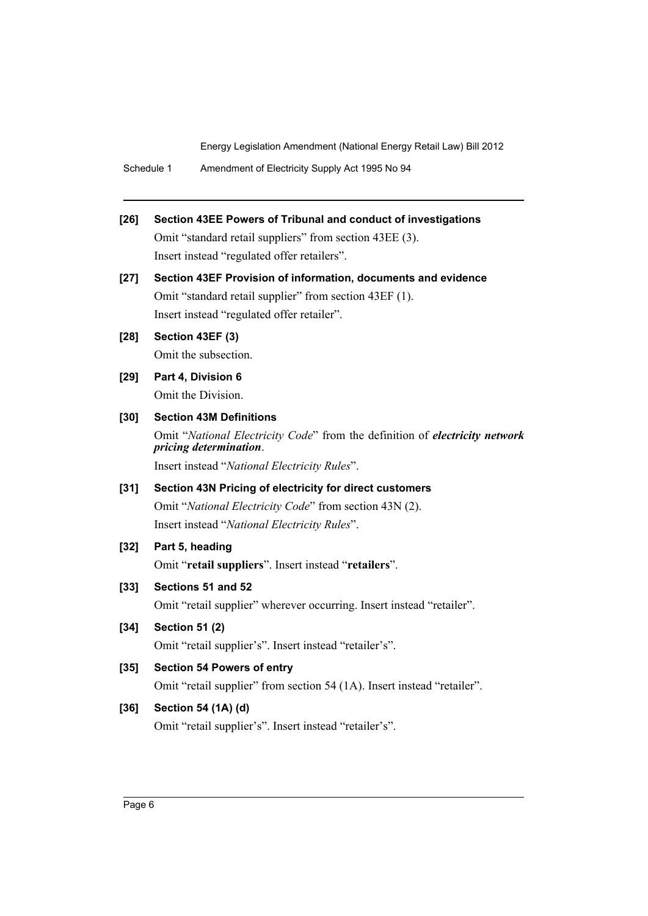**[26] Section 43EE Powers of Tribunal and conduct of investigations**

Omit "standard retail suppliers" from section 43EE (3).

Insert instead "regulated offer retailers".

**[27] Section 43EF Provision of information, documents and evidence**

Omit "standard retail supplier" from section 43EF (1).

Insert instead "regulated offer retailer".

**[28] Section 43EF (3)**

Omit the subsection.

**[29] Part 4, Division 6**

Omit the Division.

**[30] Section 43M Definitions**

Omit "*National Electricity Code*" from the definition of ***electricity network pricing determination***.

Insert instead "*National Electricity Rules*".

**[31] Section 43N Pricing of electricity for direct customers**

Omit "*National Electricity Code*" from section 43N (2).

Insert instead "*National Electricity Rules*".

**[32] Part 5, heading**

Omit "**retail suppliers**". Insert instead "**retailers**".

**[33] Sections 51 and 52**

Omit "retail supplier" wherever occurring. Insert instead "retailer".

**[34] Section 51 (2)**

Omit "retail supplier's". Insert instead "retailer's".

**[35] Section 54 Powers of entry**

Omit "retail supplier" from section 54 (1A). Insert instead "retailer".

**[36] Section 54 (1A) (d)**

Omit "retail supplier's". Insert instead "retailer's".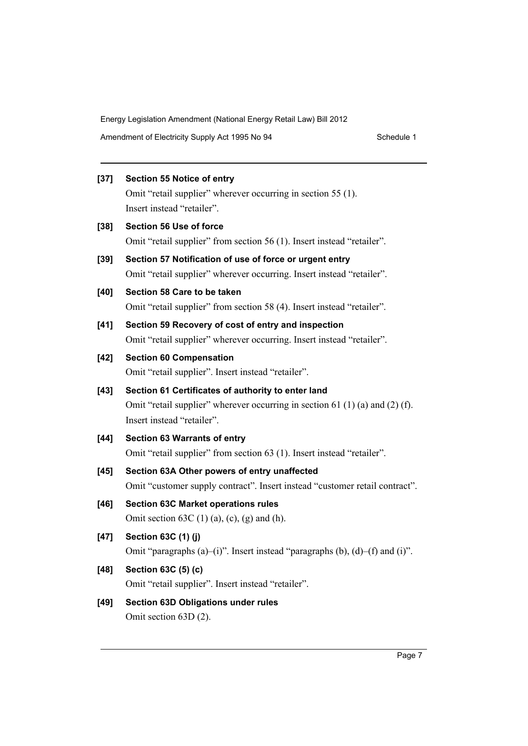**[37] Section 55 Notice of entry**

Omit "retail supplier" wherever occurring in section 55 (1). Insert instead "retailer".

**[38] Section 56 Use of force**

Omit "retail supplier" from section 56 (1). Insert instead "retailer".

**[39] Section 57 Notification of use of force or urgent entry**

Omit "retail supplier" wherever occurring. Insert instead "retailer".

**[40] Section 58 Care to be taken**

Omit "retail supplier" from section 58 (4). Insert instead "retailer".

**[41] Section 59 Recovery of cost of entry and inspection**

Omit "retail supplier" wherever occurring. Insert instead "retailer".

**[42] Section 60 Compensation**

Omit "retail supplier". Insert instead "retailer".

**[43] Section 61 Certificates of authority to enter land**

Omit "retail supplier" wherever occurring in section 61 (1) (a) and (2) (f). Insert instead "retailer".

**[44] Section 63 Warrants of entry**

Omit "retail supplier" from section 63 (1). Insert instead "retailer".

**[45] Section 63A Other powers of entry unaffected**

Omit "customer supply contract". Insert instead "customer retail contract".

**[46] Section 63C Market operations rules**

Omit section 63C (1) (a), (c), (g) and (h).

**[47] Section 63C (1) (j)**

Omit "paragraphs (a)–(i)". Insert instead "paragraphs (b), (d)–(f) and (i)".

**[48] Section 63C (5) (c)**

Omit "retail supplier". Insert instead "retailer".

**[49] Section 63D Obligations under rules**

Omit section 63D (2).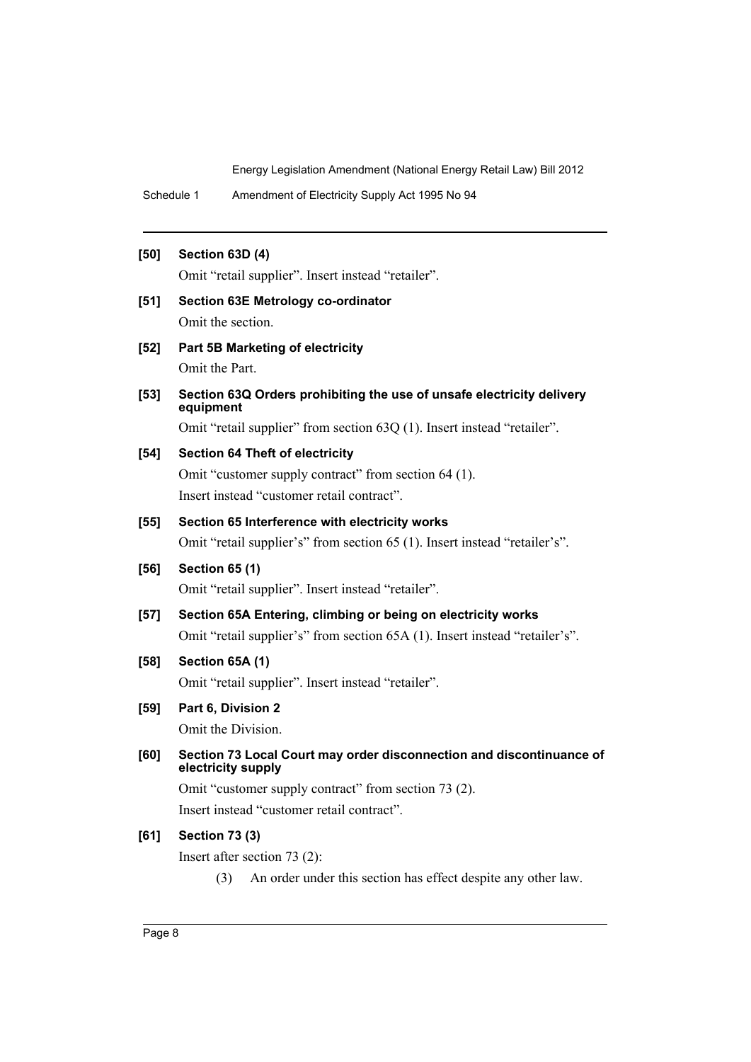**[50] Section 63D (4)**

Omit "retail supplier". Insert instead "retailer".

**[51] Section 63E Metrology co-ordinator**

Omit the section.

**[52] Part 5B Marketing of electricity**

Omit the Part.

**[53] Section 63Q Orders prohibiting the use of unsafe electricity delivery equipment**

Omit "retail supplier" from section 63Q (1). Insert instead "retailer".

**[54] Section 64 Theft of electricity**

Omit "customer supply contract" from section 64 (1).

Insert instead "customer retail contract".

**[55] Section 65 Interference with electricity works**

Omit "retail supplier's" from section 65 (1). Insert instead "retailer's".

**[56] Section 65 (1)**

Omit "retail supplier". Insert instead "retailer".

**[57] Section 65A Entering, climbing or being on electricity works**

Omit "retail supplier's" from section 65A (1). Insert instead "retailer's".

**[58] Section 65A (1)**

Omit "retail supplier". Insert instead "retailer".

**[59] Part 6, Division 2**

Omit the Division.

**[60] Section 73 Local Court may order disconnection and discontinuance of electricity supply**

Omit "customer supply contract" from section 73 (2).

Insert instead "customer retail contract".

**[61] Section 73 (3)**

Insert after section 73 (2):

(3) An order under this section has effect despite any other law.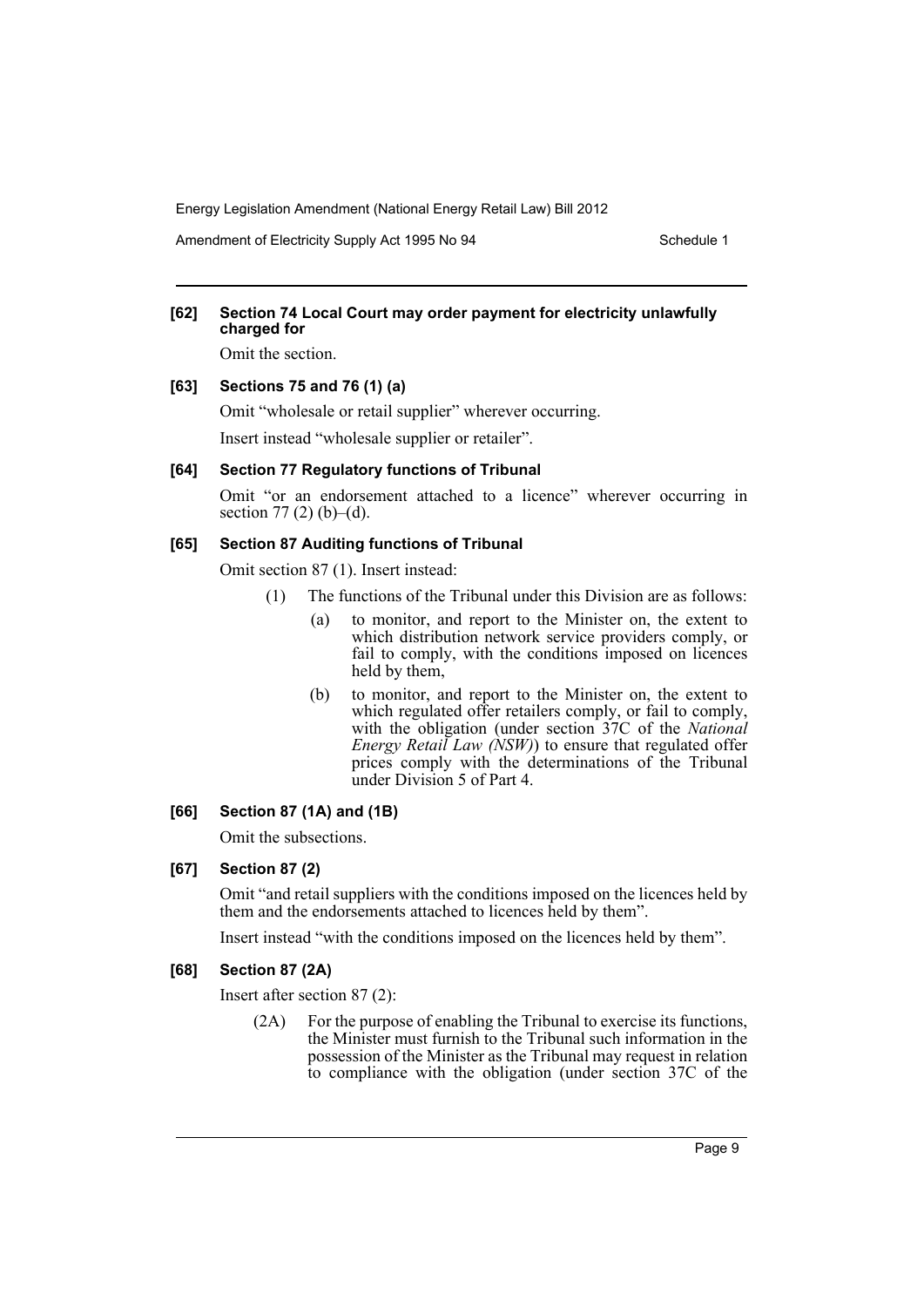**[62] Section 74 Local Court may order payment for electricity unlawfully charged for**

Omit the section.

**[63] Sections 75 and 76 (1) (a)**

Omit "wholesale or retail supplier" wherever occurring.

Insert instead "wholesale supplier or retailer".

**[64] Section 77 Regulatory functions of Tribunal**

Omit "or an endorsement attached to a licence" wherever occurring in section 77 (2) (b)–(d).

**[65] Section 87 Auditing functions of Tribunal**

Omit section 87 (1). Insert instead:

> (1) The functions of the Tribunal under this Division are as follows:
>
> (a) to monitor, and report to the Minister on, the extent to which distribution network service providers comply, or fail to comply, with the conditions imposed on licences held by them,
>
> (b) to monitor, and report to the Minister on, the extent to which regulated offer retailers comply, or fail to comply, with the obligation (under section 37C of the *National Energy Retail Law (NSW)*) to ensure that regulated offer prices comply with the determinations of the Tribunal under Division 5 of Part 4.

**[66] Section 87 (1A) and (1B)**

Omit the subsections.

**[67] Section 87 (2)**

Omit "and retail suppliers with the conditions imposed on the licences held by them and the endorsements attached to licences held by them".

Insert instead "with the conditions imposed on the licences held by them".

**[68] Section 87 (2A)**

Insert after section 87 (2):

> (2A) For the purpose of enabling the Tribunal to exercise its functions, the Minister must furnish to the Tribunal such information in the possession of the Minister as the Tribunal may request in relation to compliance with the obligation (under section 37C of the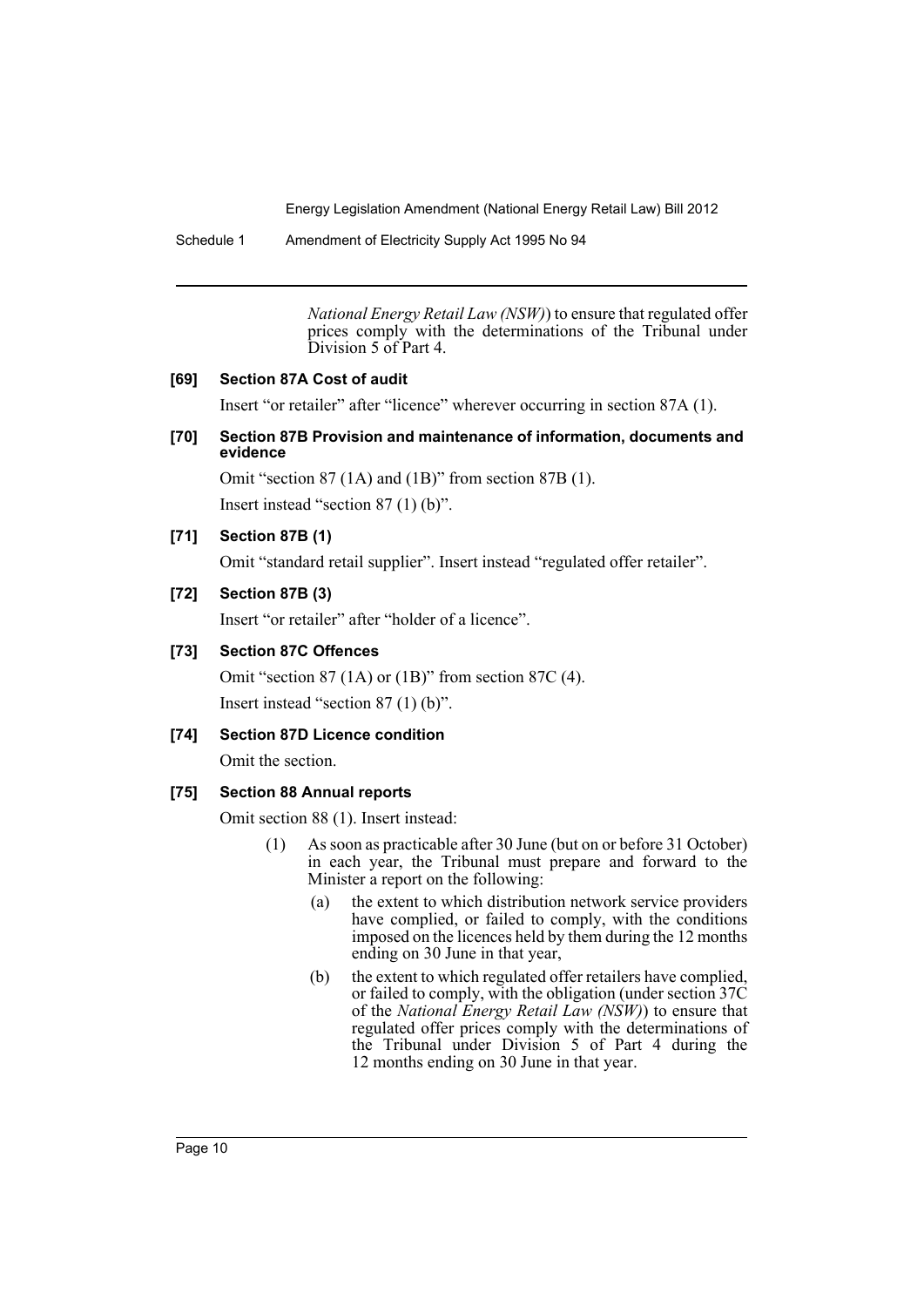*National Energy Retail Law (NSW)*) to ensure that regulated offer prices comply with the determinations of the Tribunal under Division 5 of Part 4.

### [69] Section 87A Cost of audit

Insert "or retailer" after "licence" wherever occurring in section 87A (1).

### [70] Section 87B Provision and maintenance of information, documents and evidence

Omit "section 87 (1A) and (1B)" from section 87B (1).

Insert instead "section 87 (1) (b)".

### [71] Section 87B (1)

Omit "standard retail supplier". Insert instead "regulated offer retailer".

### [72] Section 87B (3)

Insert "or retailer" after "holder of a licence".

### [73] Section 87C Offences

Omit "section 87 (1A) or (1B)" from section 87C (4).

Insert instead "section 87 (1) (b)".

### [74] Section 87D Licence condition

Omit the section.

### [75] Section 88 Annual reports

Omit section 88 (1). Insert instead:

(1) As soon as practicable after 30 June (but on or before 31 October) in each year, the Tribunal must prepare and forward to the Minister a report on the following:

(a) the extent to which distribution network service providers have complied, or failed to comply, with the conditions imposed on the licences held by them during the 12 months ending on 30 June in that year,

(b) the extent to which regulated offer retailers have complied, or failed to comply, with the obligation (under section 37C of the *National Energy Retail Law (NSW)*) to ensure that regulated offer prices comply with the determinations of the Tribunal under Division 5 of Part 4 during the 12 months ending on 30 June in that year.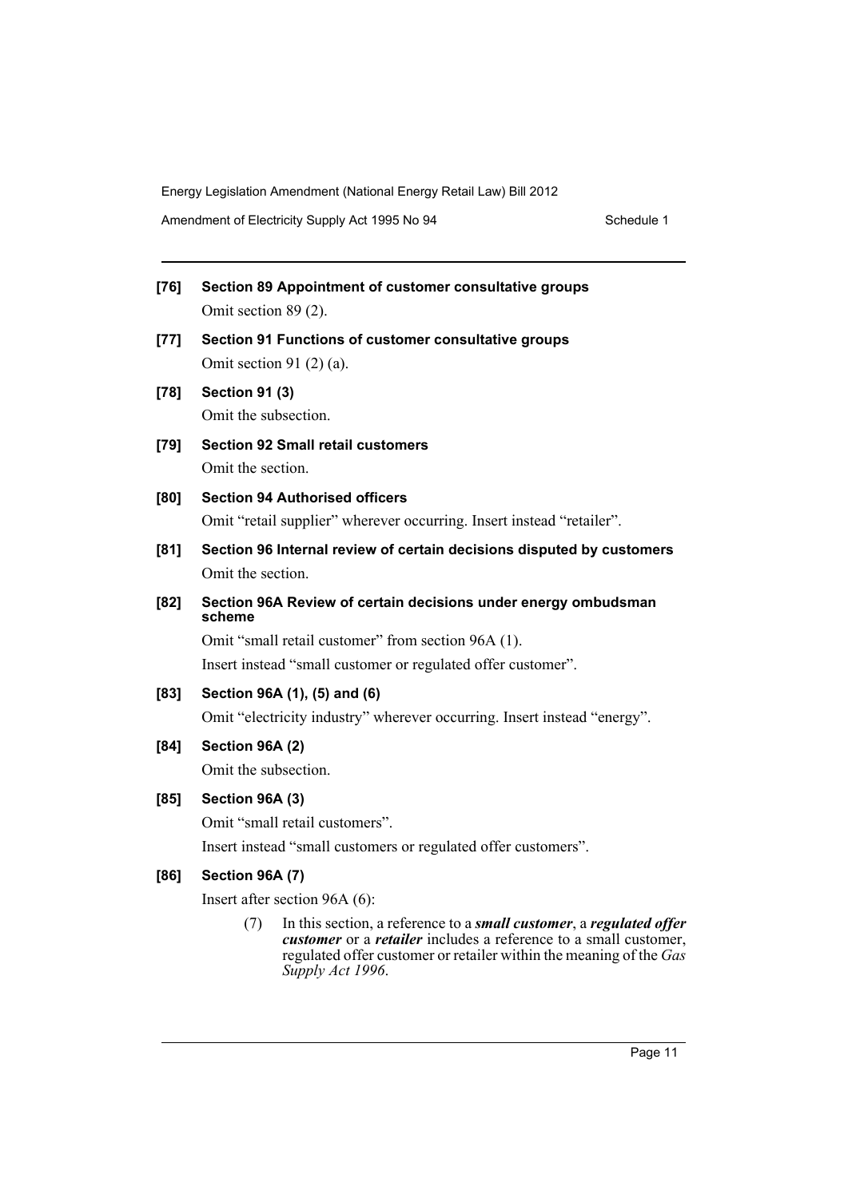**[76] Section 89 Appointment of customer consultative groups**

Omit section 89 (2).

**[77] Section 91 Functions of customer consultative groups**

Omit section 91 (2) (a).

**[78] Section 91 (3)**

Omit the subsection.

**[79] Section 92 Small retail customers**

Omit the section.

**[80] Section 94 Authorised officers**

Omit "retail supplier" wherever occurring. Insert instead "retailer".

**[81] Section 96 Internal review of certain decisions disputed by customers**

Omit the section.

**[82] Section 96A Review of certain decisions under energy ombudsman scheme**

Omit "small retail customer" from section 96A (1).

Insert instead "small customer or regulated offer customer".

**[83] Section 96A (1), (5) and (6)**

Omit "electricity industry" wherever occurring. Insert instead "energy".

**[84] Section 96A (2)**

Omit the subsection.

**[85] Section 96A (3)**

Omit "small retail customers".

Insert instead "small customers or regulated offer customers".

**[86] Section 96A (7)**

Insert after section 96A (6):

(7) In this section, a reference to a ***small customer***, a ***regulated offer customer*** or a ***retailer*** includes a reference to a small customer, regulated offer customer or retailer within the meaning of the *Gas Supply Act 1996*.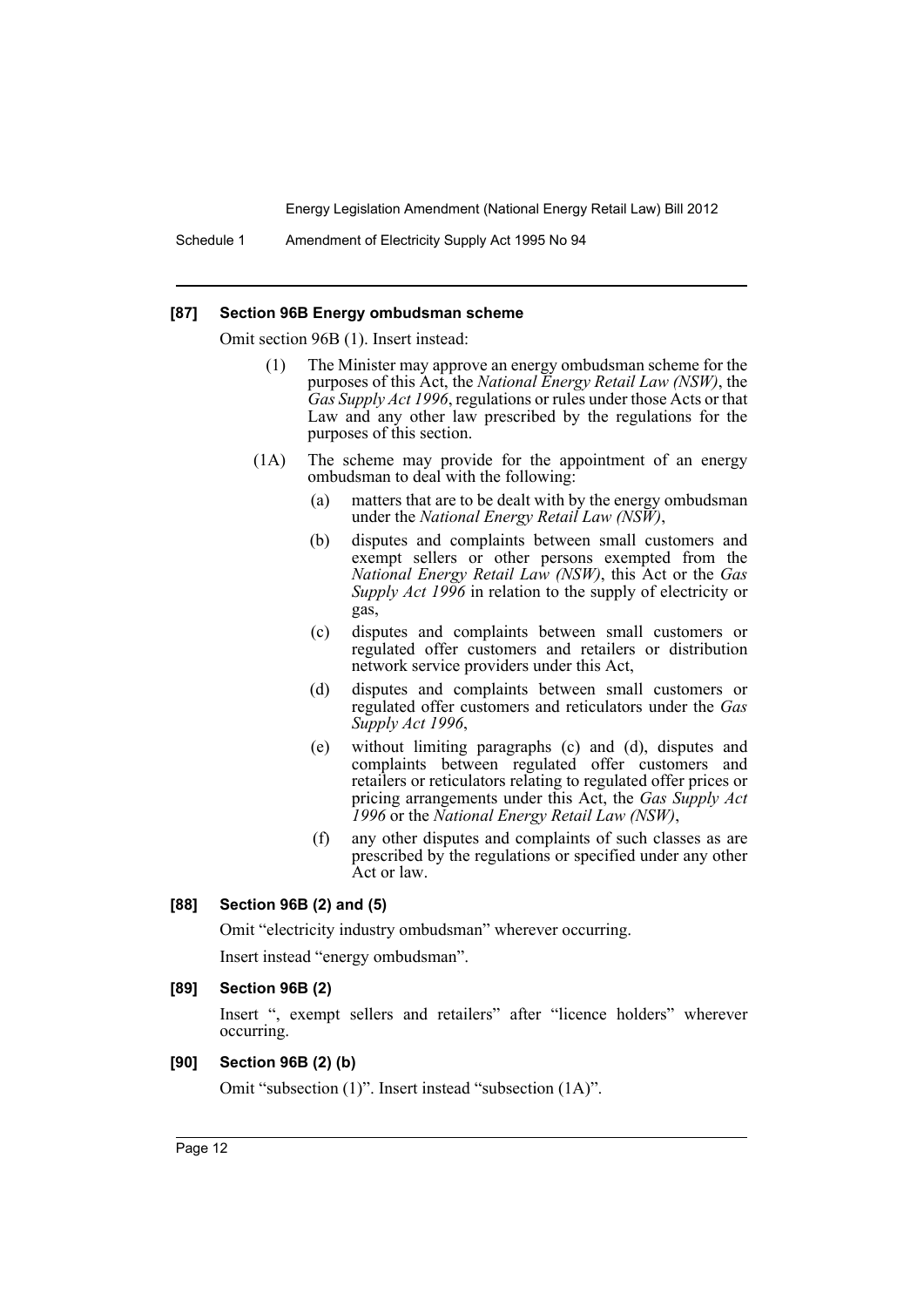#### [87] Section 96B Energy ombudsman scheme

Omit section 96B (1). Insert instead:

> (1) The Minister may approve an energy ombudsman scheme for the purposes of this Act, the *National Energy Retail Law (NSW)*, the *Gas Supply Act 1996*, regulations or rules under those Acts or that Law and any other law prescribed by the regulations for the purposes of this section.
>
> (1A) The scheme may provide for the appointment of an energy ombudsman to deal with the following:
>
> (a) matters that are to be dealt with by the energy ombudsman under the *National Energy Retail Law (NSW)*,
>
> (b) disputes and complaints between small customers and exempt sellers or other persons exempted from the *National Energy Retail Law (NSW)*, this Act or the *Gas Supply Act 1996* in relation to the supply of electricity or gas,
>
> (c) disputes and complaints between small customers or regulated offer customers and retailers or distribution network service providers under this Act,
>
> (d) disputes and complaints between small customers or regulated offer customers and reticulators under the *Gas Supply Act 1996*,
>
> (e) without limiting paragraphs (c) and (d), disputes and complaints between regulated offer customers and retailers or reticulators relating to regulated offer prices or pricing arrangements under this Act, the *Gas Supply Act 1996* or the *National Energy Retail Law (NSW)*,
>
> (f) any other disputes and complaints of such classes as are prescribed by the regulations or specified under any other Act or law.

#### [88] Section 96B (2) and (5)

Omit "electricity industry ombudsman" wherever occurring.

Insert instead "energy ombudsman".

#### [89] Section 96B (2)

Insert ", exempt sellers and retailers" after "licence holders" wherever occurring.

#### [90] Section 96B (2) (b)

Omit "subsection (1)". Insert instead "subsection (1A)".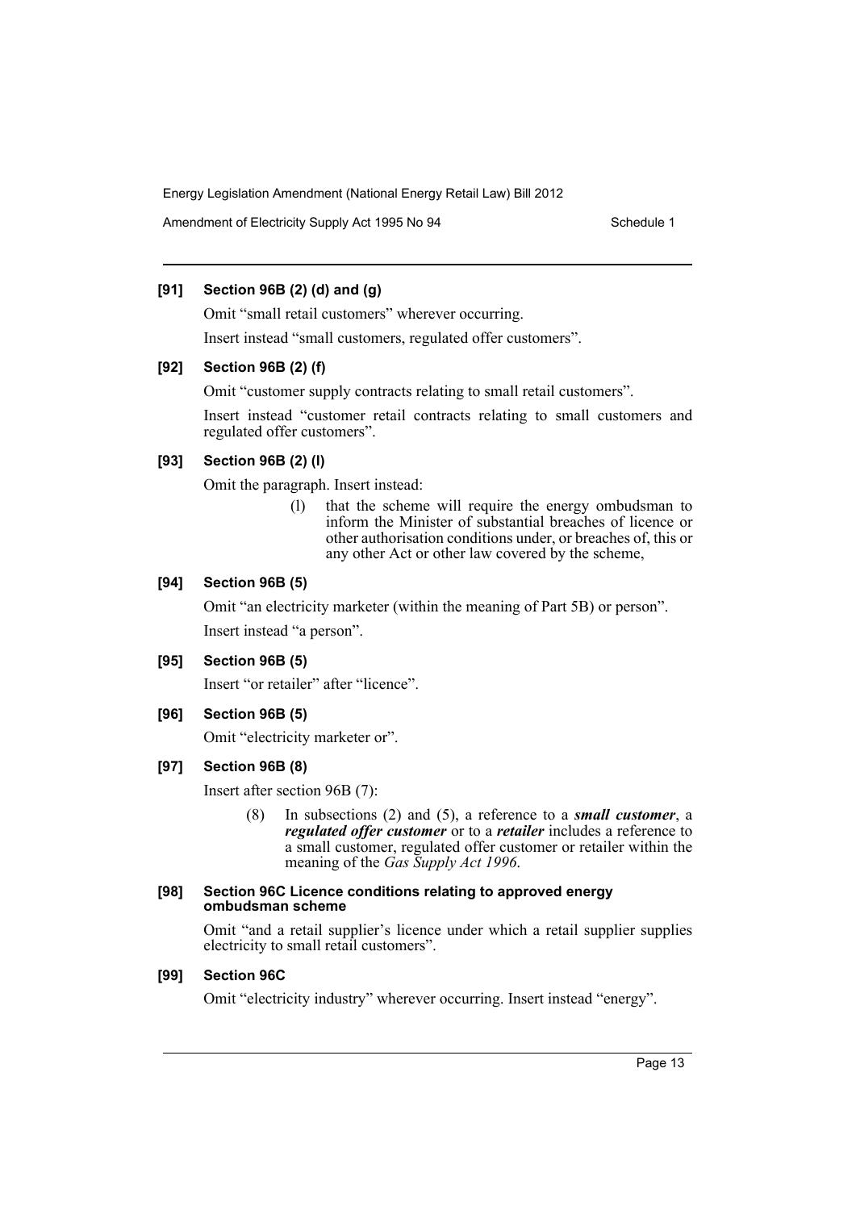### [91] Section 96B (2) (d) and (g)

Omit "small retail customers" wherever occurring.

Insert instead "small customers, regulated offer customers".

### [92] Section 96B (2) (f)

Omit "customer supply contracts relating to small retail customers".

Insert instead "customer retail contracts relating to small customers and regulated offer customers".

### [93] Section 96B (2) (l)

Omit the paragraph. Insert instead:

> (l) that the scheme will require the energy ombudsman to inform the Minister of substantial breaches of licence or other authorisation conditions under, or breaches of, this or any other Act or other law covered by the scheme,

### [94] Section 96B (5)

Omit "an electricity marketer (within the meaning of Part 5B) or person".

Insert instead "a person".

### [95] Section 96B (5)

Insert "or retailer" after "licence".

### [96] Section 96B (5)

Omit "electricity marketer or".

### [97] Section 96B (8)

Insert after section 96B (7):

> (8) In subsections (2) and (5), a reference to a ***small customer***, a ***regulated offer customer*** or to a ***retailer*** includes a reference to a small customer, regulated offer customer or retailer within the meaning of the *Gas Supply Act 1996*.

### [98] Section 96C Licence conditions relating to approved energy ombudsman scheme

Omit "and a retail supplier's licence under which a retail supplier supplies electricity to small retail customers".

### [99] Section 96C

Omit "electricity industry" wherever occurring. Insert instead "energy".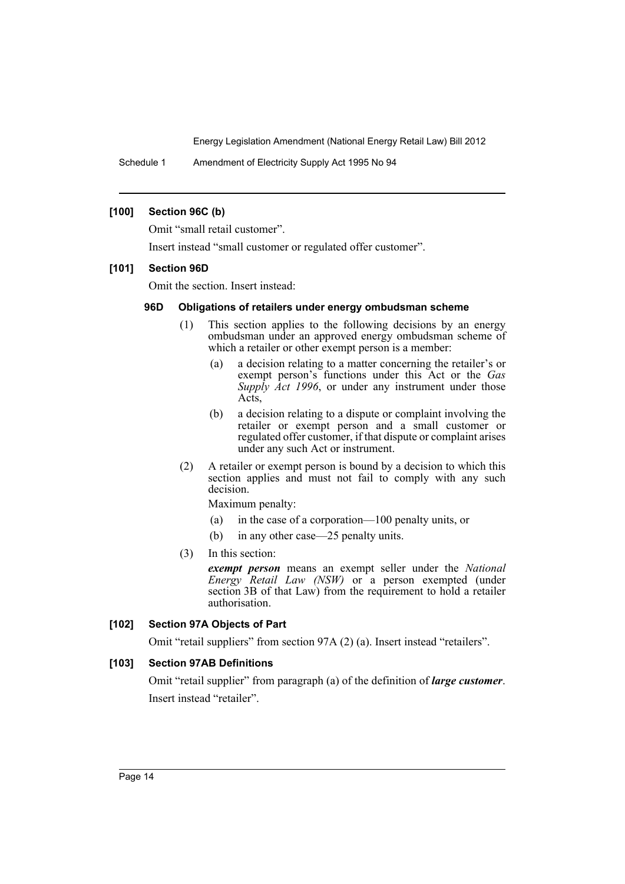**[100] Section 96C (b)**

Omit "small retail customer".

Insert instead "small customer or regulated offer customer".

**[101] Section 96D**

Omit the section. Insert instead:

**96D Obligations of retailers under energy ombudsman scheme**

(1) This section applies to the following decisions by an energy ombudsman under an approved energy ombudsman scheme of which a retailer or other exempt person is a member:

(a) a decision relating to a matter concerning the retailer's or exempt person's functions under this Act or the *Gas Supply Act 1996*, or under any instrument under those Acts,

(b) a decision relating to a dispute or complaint involving the retailer or exempt person and a small customer or regulated offer customer, if that dispute or complaint arises under any such Act or instrument.

(2) A retailer or exempt person is bound by a decision to which this section applies and must not fail to comply with any such decision.

Maximum penalty:

(a) in the case of a corporation—100 penalty units, or

(b) in any other case—25 penalty units.

(3) In this section:

***exempt person*** means an exempt seller under the *National Energy Retail Law (NSW)* or a person exempted (under section 3B of that Law) from the requirement to hold a retailer authorisation.

**[102] Section 97A Objects of Part**

Omit "retail suppliers" from section 97A (2) (a). Insert instead "retailers".

**[103] Section 97AB Definitions**

Omit "retail supplier" from paragraph (a) of the definition of ***large customer***.

Insert instead "retailer".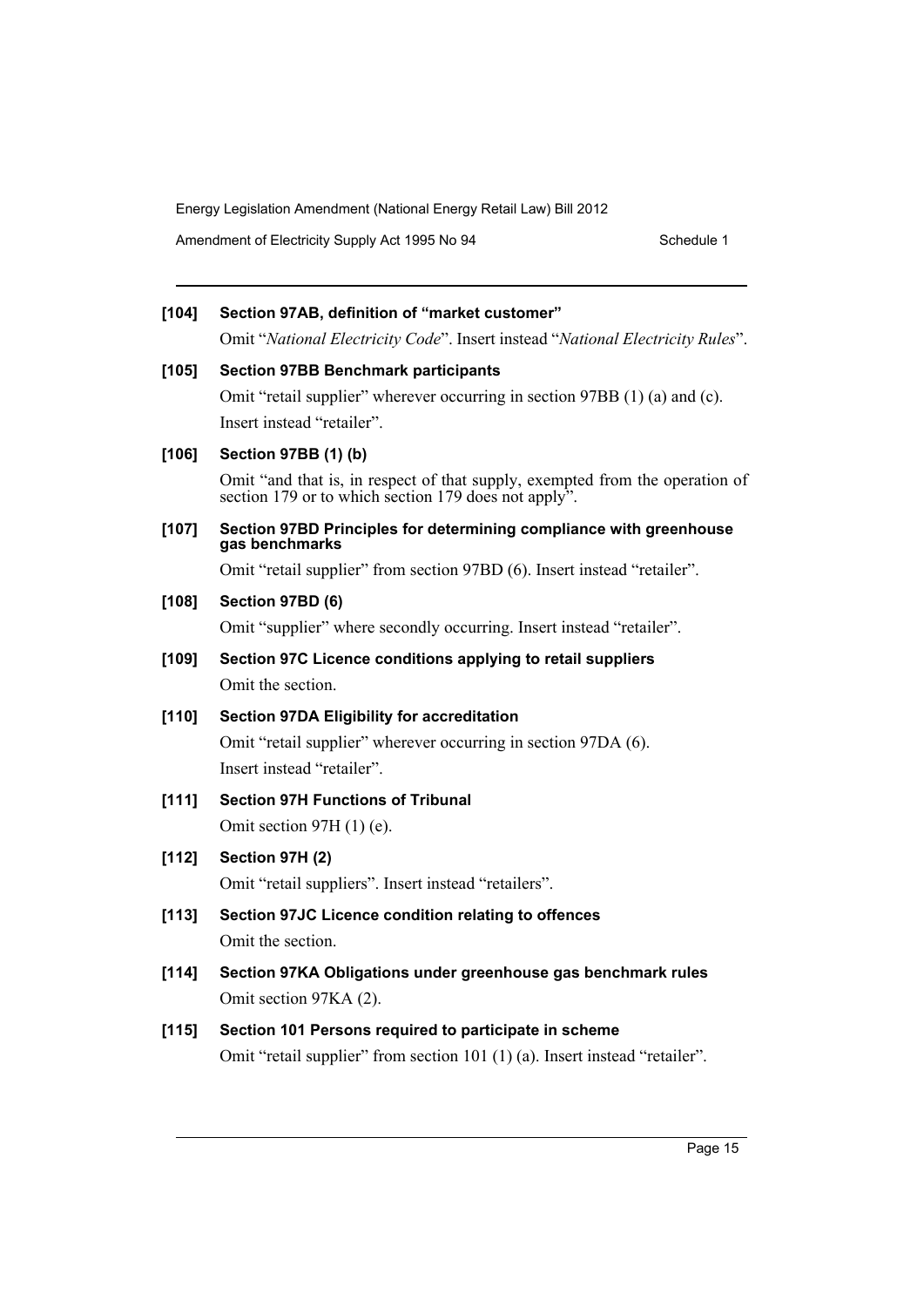**[104] Section 97AB, definition of "market customer"**

Omit "*National Electricity Code*". Insert instead "*National Electricity Rules*".

**[105] Section 97BB Benchmark participants**

Omit "retail supplier" wherever occurring in section 97BB (1) (a) and (c). Insert instead "retailer".

**[106] Section 97BB (1) (b)**

Omit "and that is, in respect of that supply, exempted from the operation of section 179 or to which section 179 does not apply".

**[107] Section 97BD Principles for determining compliance with greenhouse gas benchmarks**

Omit "retail supplier" from section 97BD (6). Insert instead "retailer".

**[108] Section 97BD (6)**

Omit "supplier" where secondly occurring. Insert instead "retailer".

**[109] Section 97C Licence conditions applying to retail suppliers**

Omit the section.

**[110] Section 97DA Eligibility for accreditation**

Omit "retail supplier" wherever occurring in section 97DA (6). Insert instead "retailer".

**[111] Section 97H Functions of Tribunal**

Omit section 97H (1) (e).

**[112] Section 97H (2)**

Omit "retail suppliers". Insert instead "retailers".

**[113] Section 97JC Licence condition relating to offences**

Omit the section.

**[114] Section 97KA Obligations under greenhouse gas benchmark rules**

Omit section 97KA (2).

**[115] Section 101 Persons required to participate in scheme**

Omit "retail supplier" from section 101 (1) (a). Insert instead "retailer".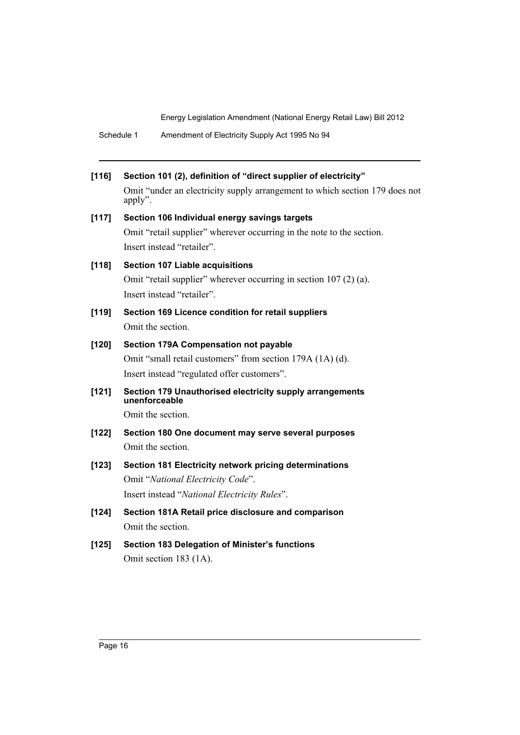**[116] Section 101 (2), definition of "direct supplier of electricity"**

Omit "under an electricity supply arrangement to which section 179 does not apply".

**[117] Section 106 Individual energy savings targets**

Omit "retail supplier" wherever occurring in the note to the section.

Insert instead "retailer".

**[118] Section 107 Liable acquisitions**

Omit "retail supplier" wherever occurring in section 107 (2) (a).

Insert instead "retailer".

**[119] Section 169 Licence condition for retail suppliers**

Omit the section.

**[120] Section 179A Compensation not payable**

Omit "small retail customers" from section 179A (1A) (d).

Insert instead "regulated offer customers".

**[121] Section 179 Unauthorised electricity supply arrangements unenforceable**

Omit the section.

**[122] Section 180 One document may serve several purposes**

Omit the section.

**[123] Section 181 Electricity network pricing determinations**

Omit "*National Electricity Code*".

Insert instead "*National Electricity Rules*".

**[124] Section 181A Retail price disclosure and comparison**

Omit the section.

**[125] Section 183 Delegation of Minister's functions**

Omit section 183 (1A).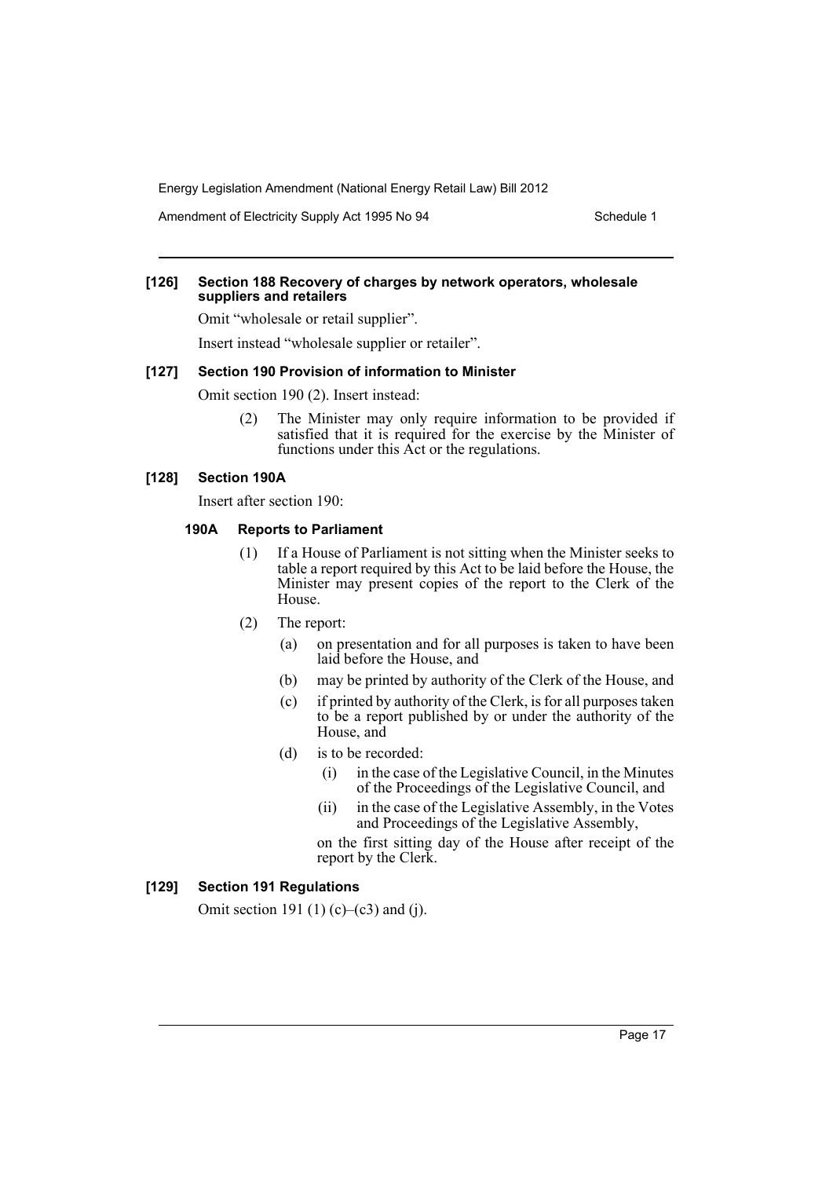**[126] Section 188 Recovery of charges by network operators, wholesale suppliers and retailers**

Omit "wholesale or retail supplier".

Insert instead "wholesale supplier or retailer".

**[127] Section 190 Provision of information to Minister**

Omit section 190 (2). Insert instead:

> (2) The Minister may only require information to be provided if satisfied that it is required for the exercise by the Minister of functions under this Act or the regulations.

**[128] Section 190A**

Insert after section 190:

**190A Reports to Parliament**

> (1) If a House of Parliament is not sitting when the Minister seeks to table a report required by this Act to be laid before the House, the Minister may present copies of the report to the Clerk of the House.
>
> (2) The report:
>
> (a) on presentation and for all purposes is taken to have been laid before the House, and
>
> (b) may be printed by authority of the Clerk of the House, and
>
> (c) if printed by authority of the Clerk, is for all purposes taken to be a report published by or under the authority of the House, and
>
> (d) is to be recorded:
>
> (i) in the case of the Legislative Council, in the Minutes of the Proceedings of the Legislative Council, and
>
> (ii) in the case of the Legislative Assembly, in the Votes and Proceedings of the Legislative Assembly,
>
> on the first sitting day of the House after receipt of the report by the Clerk.

**[129] Section 191 Regulations**

Omit section 191 (1) (c)–(c3) and (j).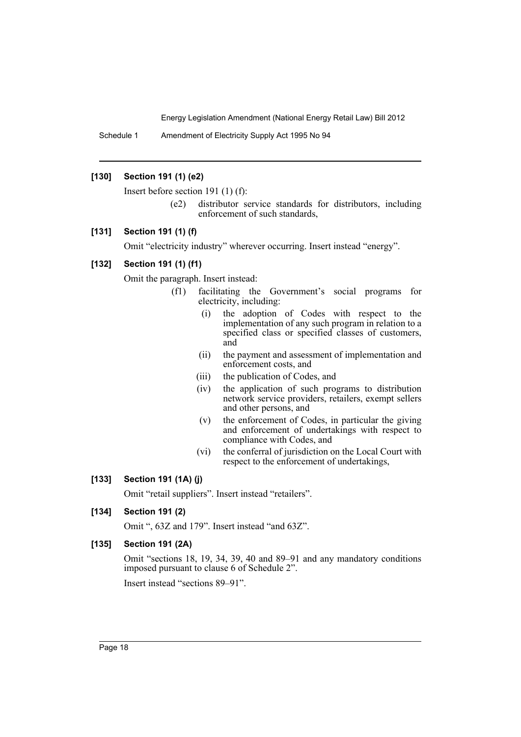### [130] Section 191 (1) (e2)

Insert before section 191 (1) (f):

(e2) distributor service standards for distributors, including enforcement of such standards,

### [131] Section 191 (1) (f)

Omit "electricity industry" wherever occurring. Insert instead "energy".

### [132] Section 191 (1) (f1)

Omit the paragraph. Insert instead:

(f1) facilitating the Government's social programs for electricity, including:

- (i) the adoption of Codes with respect to the implementation of any such program in relation to a specified class or specified classes of customers, and
- (ii) the payment and assessment of implementation and enforcement costs, and
- (iii) the publication of Codes, and
- (iv) the application of such programs to distribution network service providers, retailers, exempt sellers and other persons, and
- (v) the enforcement of Codes, in particular the giving and enforcement of undertakings with respect to compliance with Codes, and
- (vi) the conferral of jurisdiction on the Local Court with respect to the enforcement of undertakings,

### [133] Section 191 (1A) (j)

Omit "retail suppliers". Insert instead "retailers".

### [134] Section 191 (2)

Omit ", 63Z and 179". Insert instead "and 63Z".

### [135] Section 191 (2A)

Omit "sections 18, 19, 34, 39, 40 and 89–91 and any mandatory conditions imposed pursuant to clause 6 of Schedule 2".

Insert instead "sections 89–91".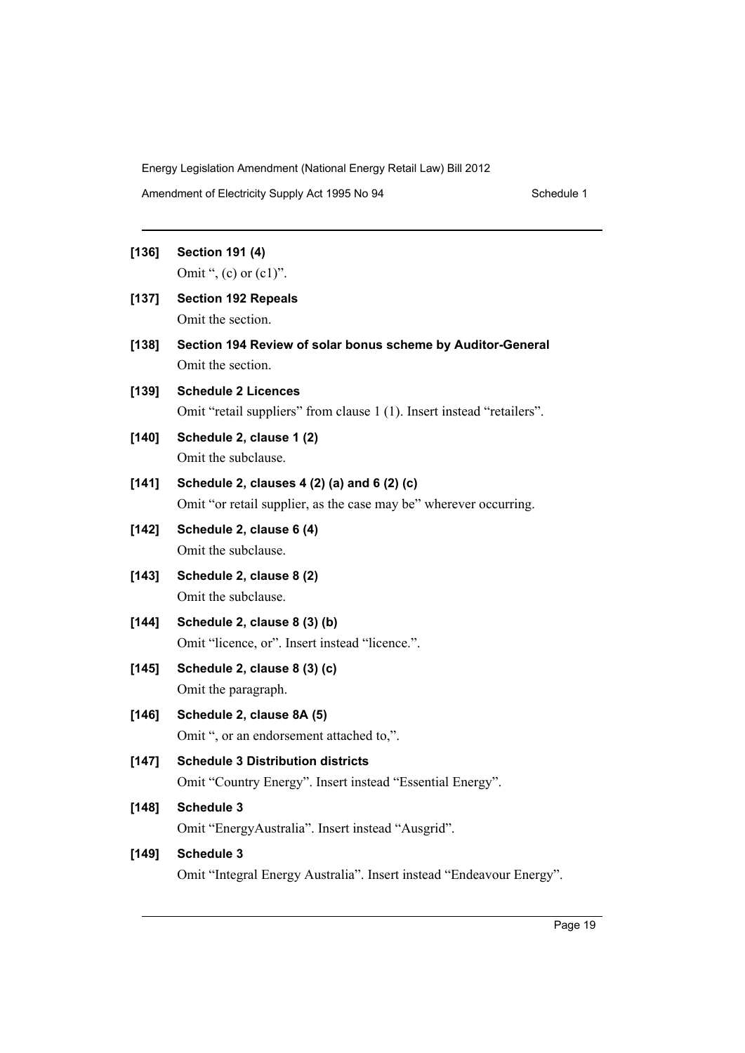**[136] Section 191 (4)**

Omit ", (c) or (c1)".

**[137] Section 192 Repeals**

Omit the section.

**[138] Section 194 Review of solar bonus scheme by Auditor-General**

Omit the section.

**[139] Schedule 2 Licences**

Omit "retail suppliers" from clause 1 (1). Insert instead "retailers".

**[140] Schedule 2, clause 1 (2)**

Omit the subclause.

**[141] Schedule 2, clauses 4 (2) (a) and 6 (2) (c)**

Omit "or retail supplier, as the case may be" wherever occurring.

**[142] Schedule 2, clause 6 (4)**

Omit the subclause.

**[143] Schedule 2, clause 8 (2)**

Omit the subclause.

**[144] Schedule 2, clause 8 (3) (b)**

Omit "licence, or". Insert instead "licence.".

**[145] Schedule 2, clause 8 (3) (c)**

Omit the paragraph.

**[146] Schedule 2, clause 8A (5)**

Omit ", or an endorsement attached to,".

**[147] Schedule 3 Distribution districts**

Omit "Country Energy". Insert instead "Essential Energy".

**[148] Schedule 3**

Omit "EnergyAustralia". Insert instead "Ausgrid".

**[149] Schedule 3**

Omit "Integral Energy Australia". Insert instead "Endeavour Energy".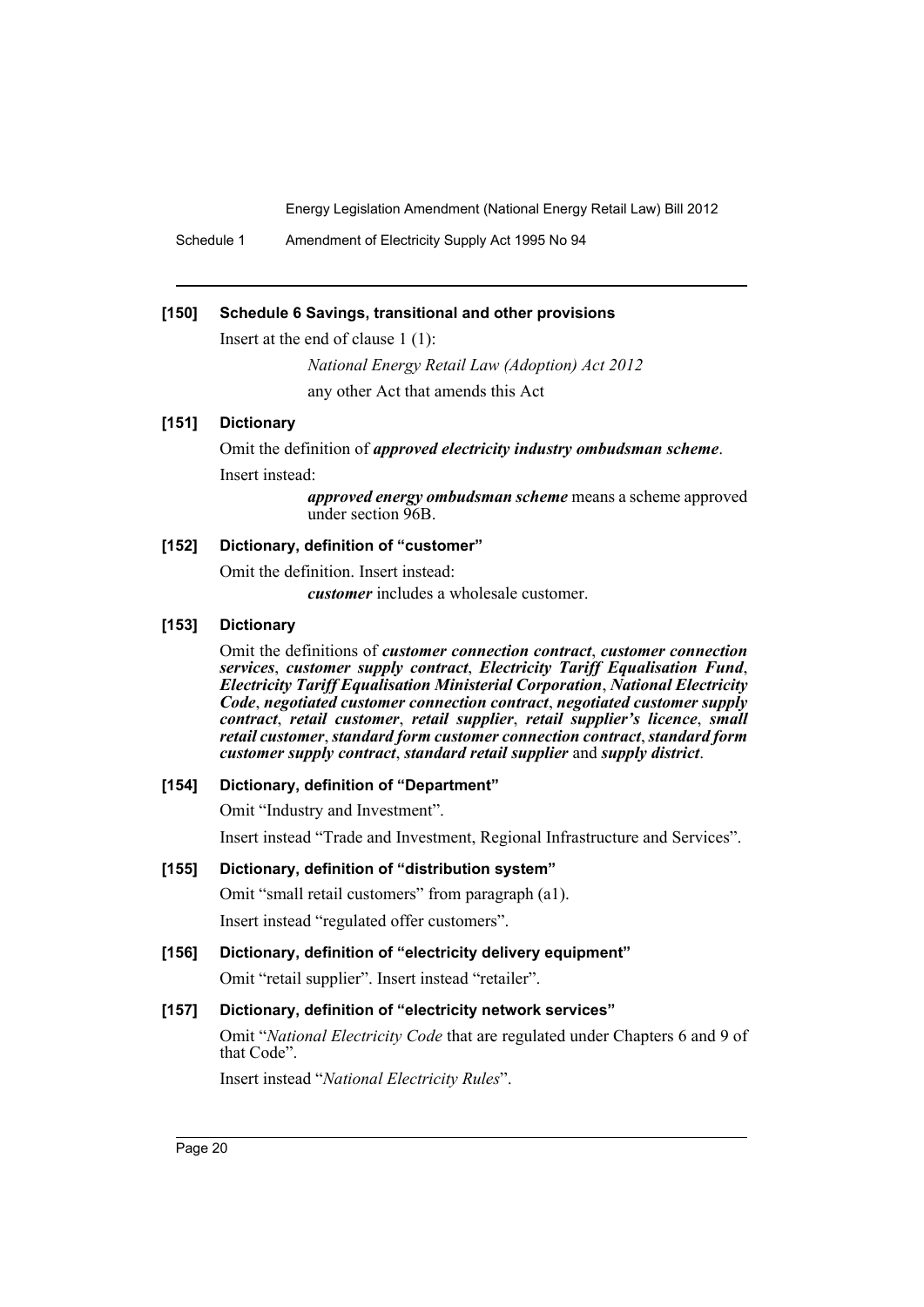#### [150] Schedule 6 Savings, transitional and other provisions

Insert at the end of clause 1 (1):

> *National Energy Retail Law (Adoption) Act 2012*
>
> any other Act that amends this Act

#### [151] Dictionary

Omit the definition of ***approved electricity industry ombudsman scheme***.

Insert instead:

> ***approved energy ombudsman scheme*** means a scheme approved under section 96B.

#### [152] Dictionary, definition of "customer"

Omit the definition. Insert instead:

> ***customer*** includes a wholesale customer.

#### [153] Dictionary

Omit the definitions of ***customer connection contract***, ***customer connection services***, ***customer supply contract***, ***Electricity Tariff Equalisation Fund***, ***Electricity Tariff Equalisation Ministerial Corporation***, ***National Electricity Code***, ***negotiated customer connection contract***, ***negotiated customer supply contract***, ***retail customer***, ***retail supplier***, ***retail supplier's licence***, ***small retail customer***, ***standard form customer connection contract***, ***standard form customer supply contract***, ***standard retail supplier*** and ***supply district***.

#### [154] Dictionary, definition of "Department"

Omit "Industry and Investment".

Insert instead "Trade and Investment, Regional Infrastructure and Services".

#### [155] Dictionary, definition of "distribution system"

Omit "small retail customers" from paragraph (a1).

Insert instead "regulated offer customers".

#### [156] Dictionary, definition of "electricity delivery equipment"

Omit "retail supplier". Insert instead "retailer".

#### [157] Dictionary, definition of "electricity network services"

Omit "*National Electricity Code* that are regulated under Chapters 6 and 9 of that Code".

Insert instead "*National Electricity Rules*".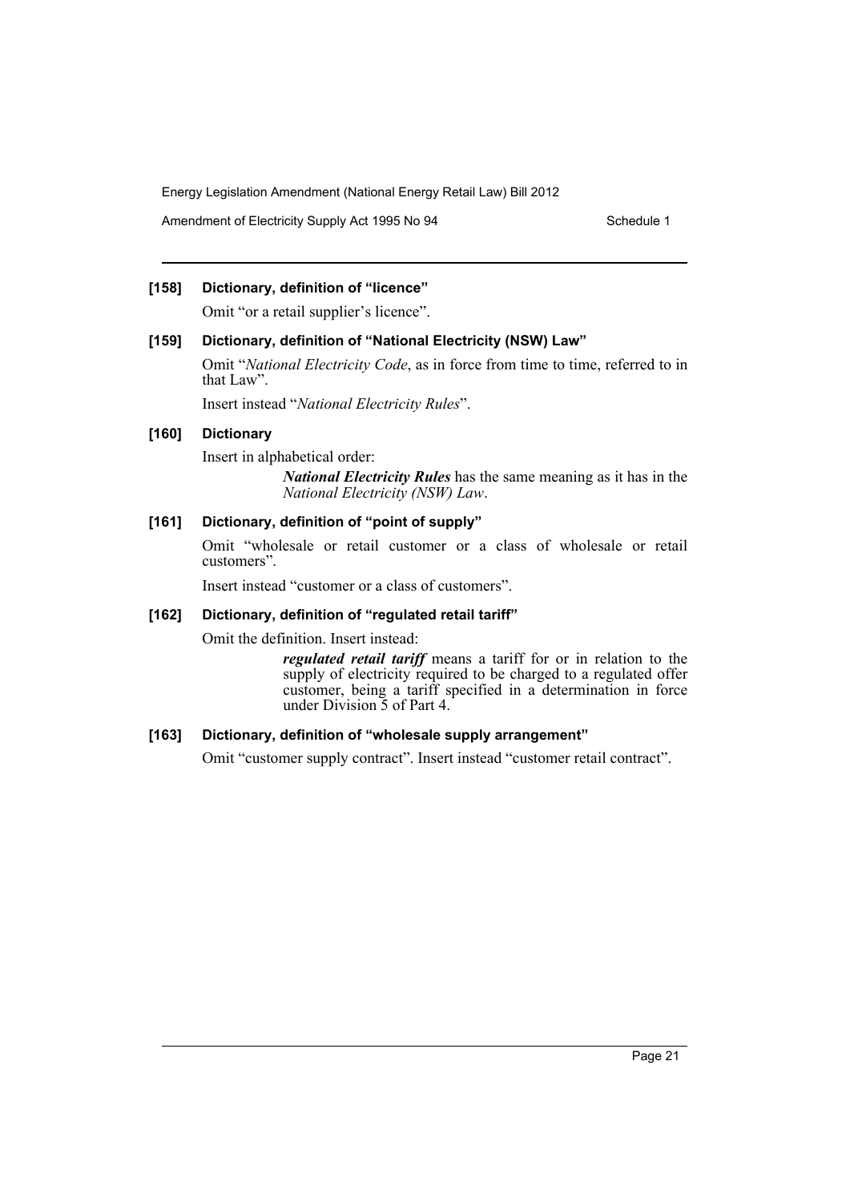### [158] Dictionary, definition of "licence"

Omit "or a retail supplier's licence".

### [159] Dictionary, definition of "National Electricity (NSW) Law"

Omit "*National Electricity Code*, as in force from time to time, referred to in that Law".

Insert instead "*National Electricity Rules*".

### [160] Dictionary

Insert in alphabetical order:

> ***National Electricity Rules*** has the same meaning as it has in the *National Electricity (NSW) Law*.

### [161] Dictionary, definition of "point of supply"

Omit "wholesale or retail customer or a class of wholesale or retail customers".

Insert instead "customer or a class of customers".

### [162] Dictionary, definition of "regulated retail tariff"

Omit the definition. Insert instead:

> ***regulated retail tariff*** means a tariff for or in relation to the supply of electricity required to be charged to a regulated offer customer, being a tariff specified in a determination in force under Division 5 of Part 4.

### [163] Dictionary, definition of "wholesale supply arrangement"

Omit "customer supply contract". Insert instead "customer retail contract".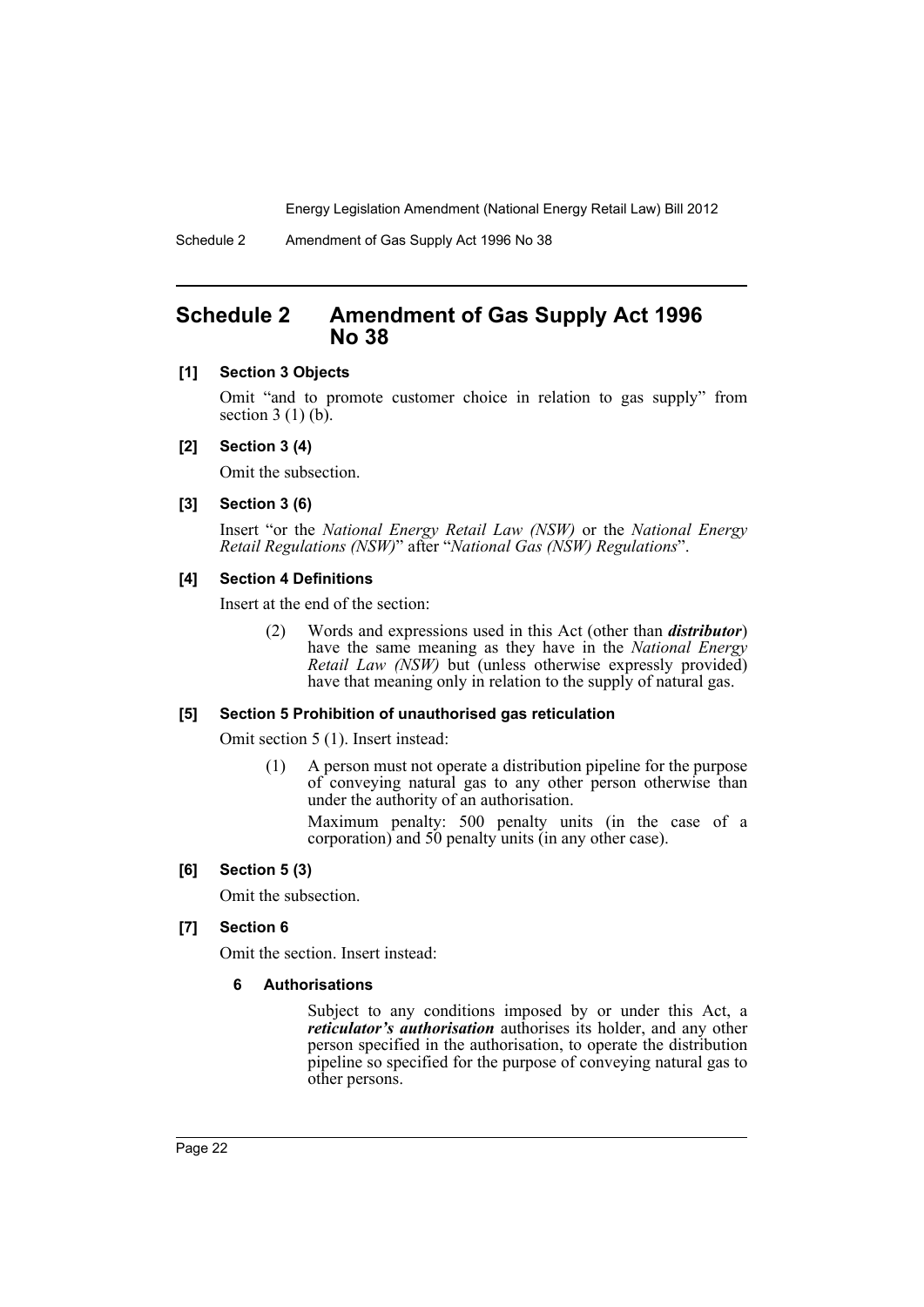# Schedule 2 Amendment of Gas Supply Act 1996 No 38

**[1] Section 3 Objects**

Omit "and to promote customer choice in relation to gas supply" from section 3 (1) (b).

**[2] Section 3 (4)**

Omit the subsection.

**[3] Section 3 (6)**

Insert "or the *National Energy Retail Law (NSW)* or the *National Energy Retail Regulations (NSW)*" after "*National Gas (NSW) Regulations*".

**[4] Section 4 Definitions**

Insert at the end of the section:

> (2) Words and expressions used in this Act (other than ***distributor***) have the same meaning as they have in the *National Energy Retail Law (NSW)* but (unless otherwise expressly provided) have that meaning only in relation to the supply of natural gas.

**[5] Section 5 Prohibition of unauthorised gas reticulation**

Omit section 5 (1). Insert instead:

> (1) A person must not operate a distribution pipeline for the purpose of conveying natural gas to any other person otherwise than under the authority of an authorisation.
>
> Maximum penalty: 500 penalty units (in the case of a corporation) and 50 penalty units (in any other case).

**[6] Section 5 (3)**

Omit the subsection.

**[7] Section 6**

Omit the section. Insert instead:

> **6 Authorisations**
>
> Subject to any conditions imposed by or under this Act, a ***reticulator's authorisation*** authorises its holder, and any other person specified in the authorisation, to operate the distribution pipeline so specified for the purpose of conveying natural gas to other persons.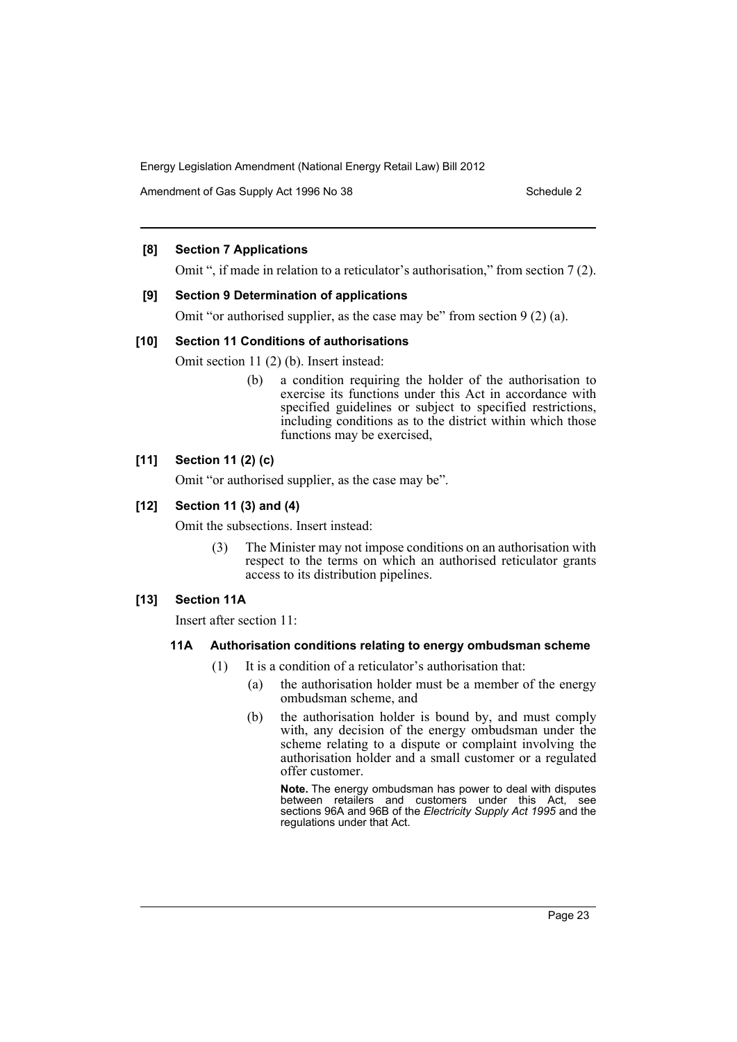**[8] Section 7 Applications**

Omit ", if made in relation to a reticulator's authorisation," from section 7 (2).

**[9] Section 9 Determination of applications**

Omit "or authorised supplier, as the case may be" from section 9 (2) (a).

**[10] Section 11 Conditions of authorisations**

Omit section 11 (2) (b). Insert instead:

> (b) a condition requiring the holder of the authorisation to exercise its functions under this Act in accordance with specified guidelines or subject to specified restrictions, including conditions as to the district within which those functions may be exercised,

**[11] Section 11 (2) (c)**

Omit "or authorised supplier, as the case may be".

**[12] Section 11 (3) and (4)**

Omit the subsections. Insert instead:

> (3) The Minister may not impose conditions on an authorisation with respect to the terms on which an authorised reticulator grants access to its distribution pipelines.

**[13] Section 11A**

Insert after section 11:

**11A Authorisation conditions relating to energy ombudsman scheme**

(1) It is a condition of a reticulator's authorisation that:

(a) the authorisation holder must be a member of the energy ombudsman scheme, and

(b) the authorisation holder is bound by, and must comply with, any decision of the energy ombudsman under the scheme relating to a dispute or complaint involving the authorisation holder and a small customer or a regulated offer customer.

**Note.** The energy ombudsman has power to deal with disputes between retailers and customers under this Act, see sections 96A and 96B of the *Electricity Supply Act 1995* and the regulations under that Act.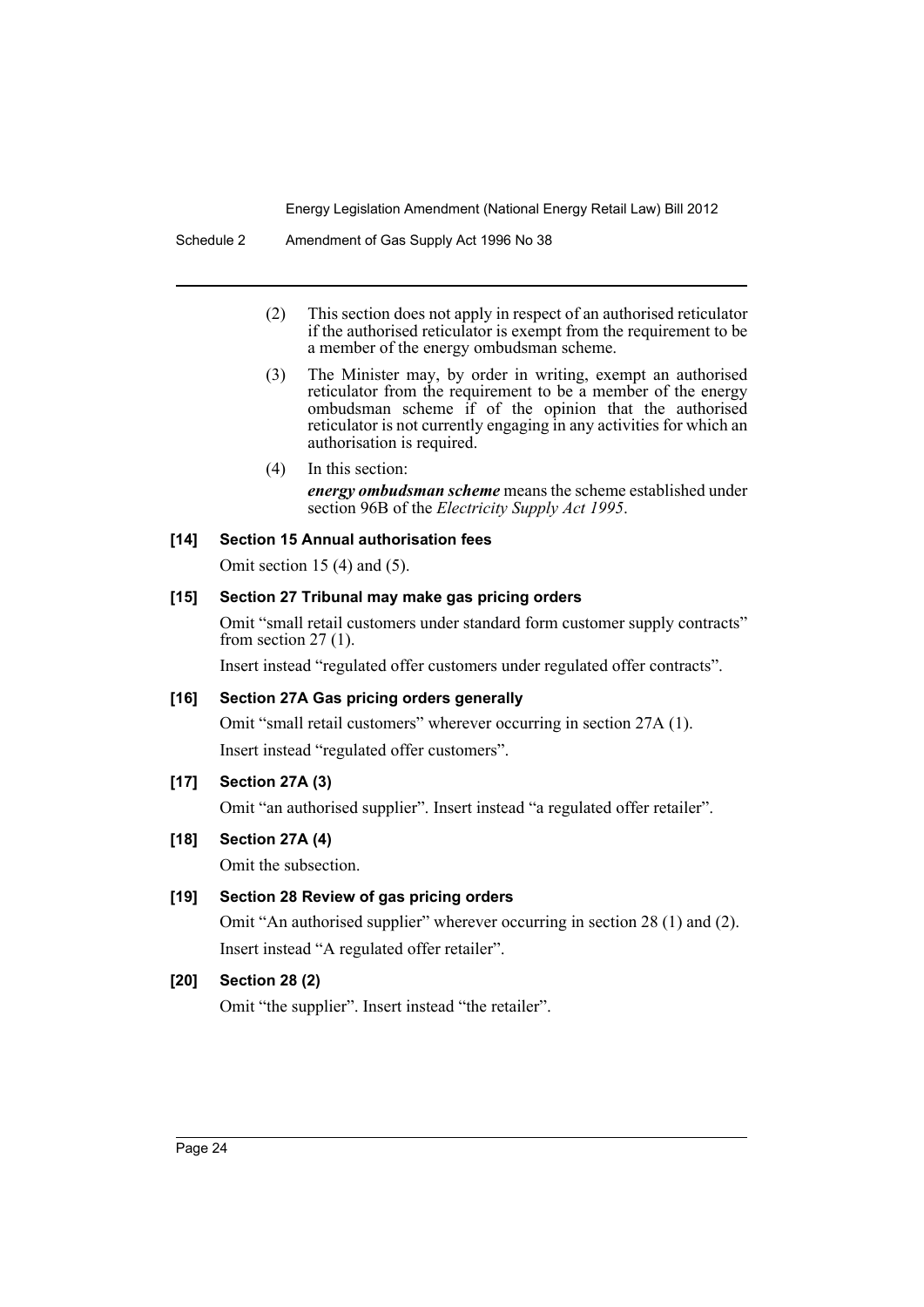(2) This section does not apply in respect of an authorised reticulator if the authorised reticulator is exempt from the requirement to be a member of the energy ombudsman scheme.

(3) The Minister may, by order in writing, exempt an authorised reticulator from the requirement to be a member of the energy ombudsman scheme if of the opinion that the authorised reticulator is not currently engaging in any activities for which an authorisation is required.

(4) In this section:

***energy ombudsman scheme*** means the scheme established under section 96B of the *Electricity Supply Act 1995*.

### [14] Section 15 Annual authorisation fees

Omit section 15 (4) and (5).

### [15] Section 27 Tribunal may make gas pricing orders

Omit "small retail customers under standard form customer supply contracts" from section 27 (1).

Insert instead "regulated offer customers under regulated offer contracts".

### [16] Section 27A Gas pricing orders generally

Omit "small retail customers" wherever occurring in section 27A (1).

Insert instead "regulated offer customers".

### [17] Section 27A (3)

Omit "an authorised supplier". Insert instead "a regulated offer retailer".

### [18] Section 27A (4)

Omit the subsection.

### [19] Section 28 Review of gas pricing orders

Omit "An authorised supplier" wherever occurring in section 28 (1) and (2).

Insert instead "A regulated offer retailer".

### [20] Section 28 (2)

Omit "the supplier". Insert instead "the retailer".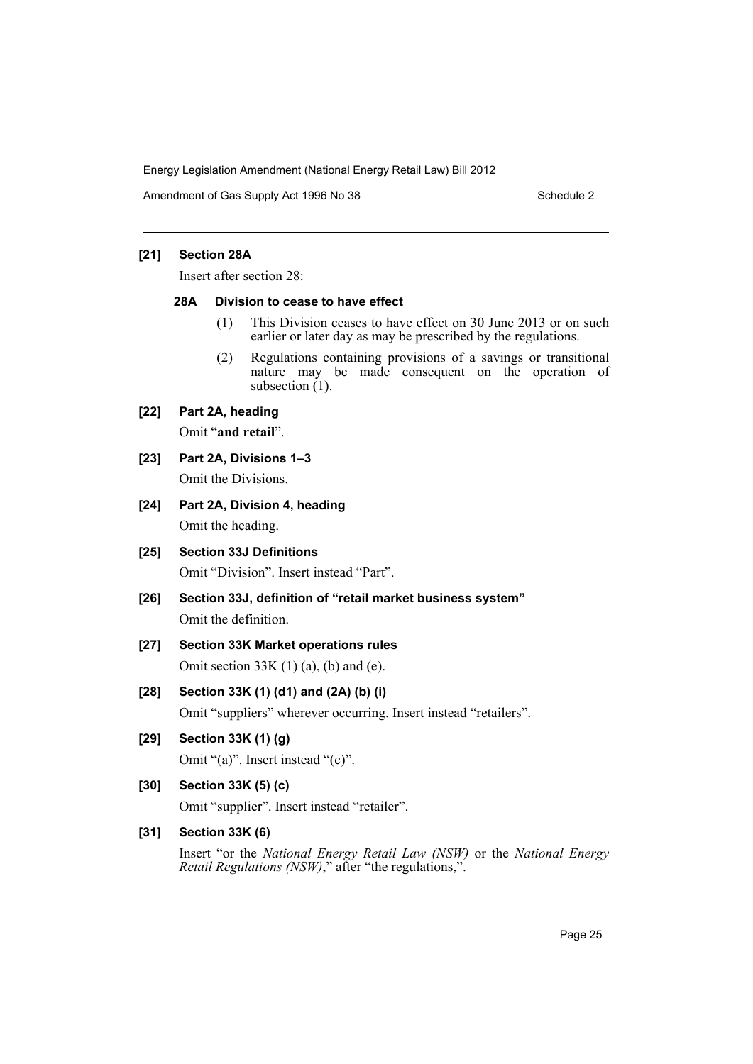**[21] Section 28A**

Insert after section 28:

**28A Division to cease to have effect**

(1) This Division ceases to have effect on 30 June 2013 or on such earlier or later day as may be prescribed by the regulations.

(2) Regulations containing provisions of a savings or transitional nature may be made consequent on the operation of subsection (1).

**[22] Part 2A, heading**

Omit "**and retail**".

**[23] Part 2A, Divisions 1–3**

Omit the Divisions.

**[24] Part 2A, Division 4, heading**

Omit the heading.

**[25] Section 33J Definitions**

Omit "Division". Insert instead "Part".

**[26] Section 33J, definition of "retail market business system"**

Omit the definition.

**[27] Section 33K Market operations rules**

Omit section 33K (1) (a), (b) and (e).

**[28] Section 33K (1) (d1) and (2A) (b) (i)**

Omit "suppliers" wherever occurring. Insert instead "retailers".

**[29] Section 33K (1) (g)**

Omit "(a)". Insert instead "(c)".

**[30] Section 33K (5) (c)**

Omit "supplier". Insert instead "retailer".

**[31] Section 33K (6)**

Insert "or the *National Energy Retail Law (NSW)* or the *National Energy Retail Regulations (NSW)*," after "the regulations,".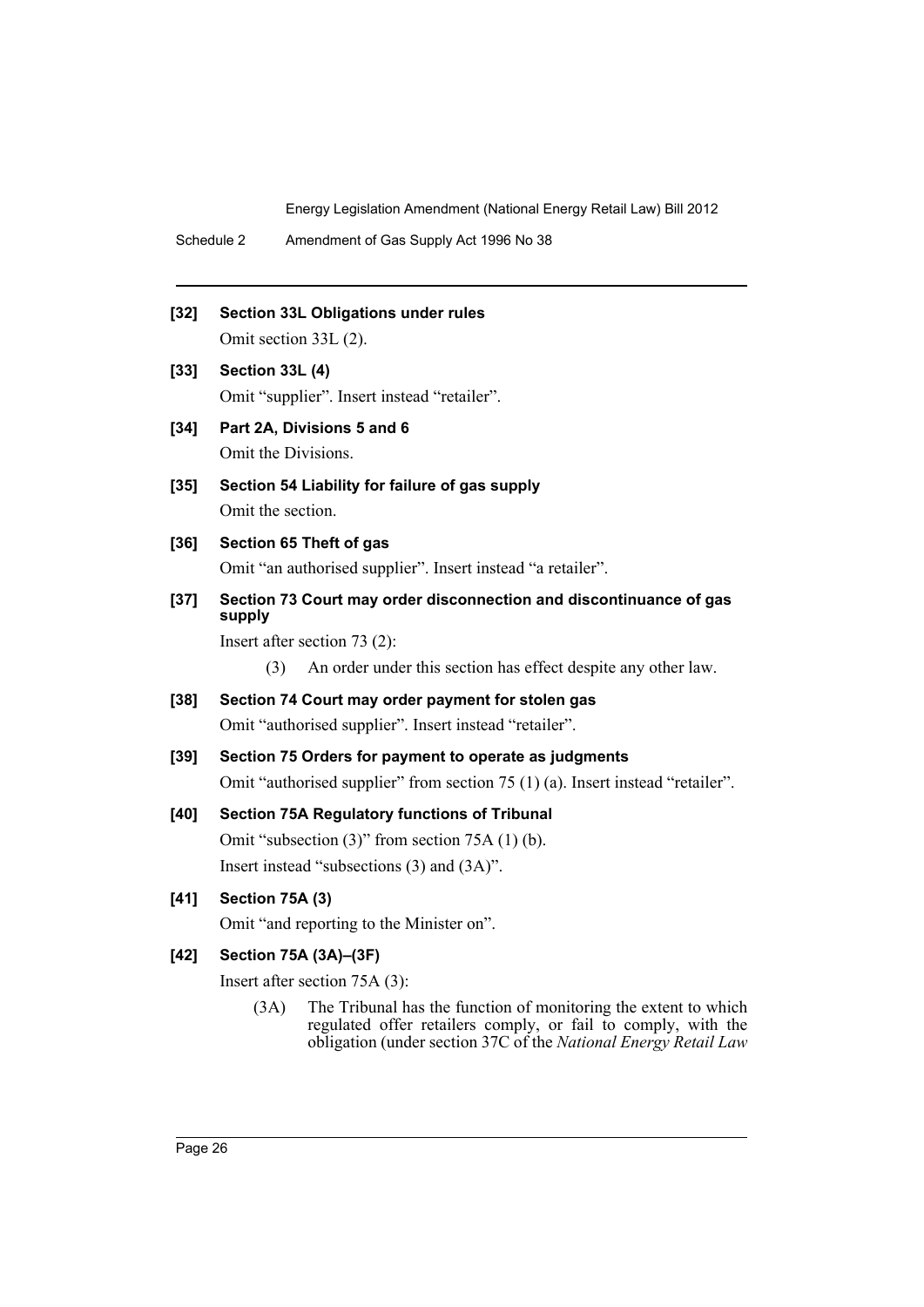**[32] Section 33L Obligations under rules**

Omit section 33L (2).

**[33] Section 33L (4)**

Omit "supplier". Insert instead "retailer".

**[34] Part 2A, Divisions 5 and 6**

Omit the Divisions.

**[35] Section 54 Liability for failure of gas supply**

Omit the section.

**[36] Section 65 Theft of gas**

Omit "an authorised supplier". Insert instead "a retailer".

**[37] Section 73 Court may order disconnection and discontinuance of gas supply**

Insert after section 73 (2):

(3) An order under this section has effect despite any other law.

**[38] Section 74 Court may order payment for stolen gas**

Omit "authorised supplier". Insert instead "retailer".

**[39] Section 75 Orders for payment to operate as judgments**

Omit "authorised supplier" from section 75 (1) (a). Insert instead "retailer".

**[40] Section 75A Regulatory functions of Tribunal**

Omit "subsection (3)" from section 75A (1) (b).

Insert instead "subsections (3) and (3A)".

**[41] Section 75A (3)**

Omit "and reporting to the Minister on".

**[42] Section 75A (3A)–(3F)**

Insert after section 75A (3):

(3A) The Tribunal has the function of monitoring the extent to which regulated offer retailers comply, or fail to comply, with the obligation (under section 37C of the *National Energy Retail Law*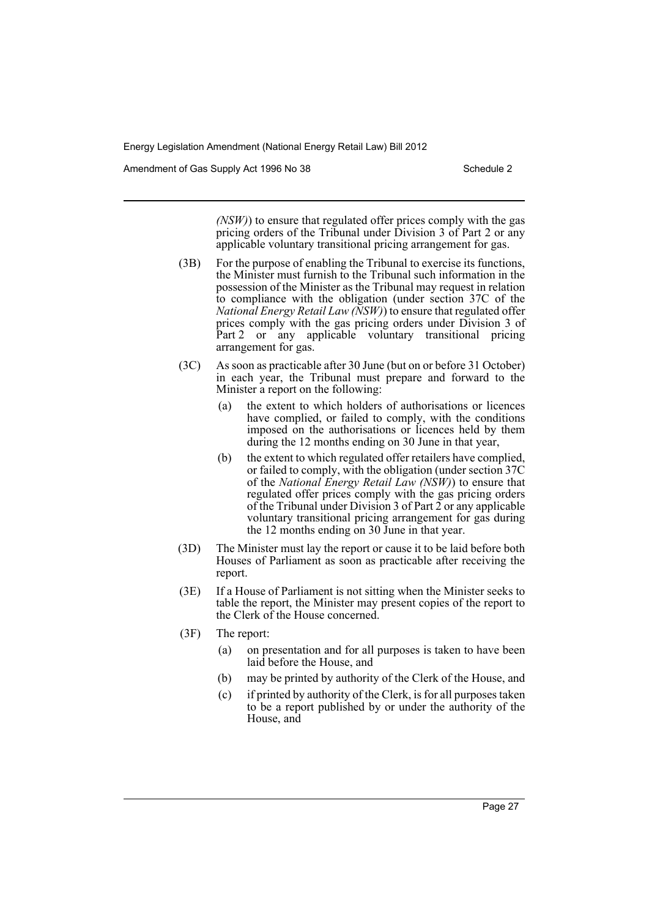*(NSW)*) to ensure that regulated offer prices comply with the gas pricing orders of the Tribunal under Division 3 of Part 2 or any applicable voluntary transitional pricing arrangement for gas.

(3B) For the purpose of enabling the Tribunal to exercise its functions, the Minister must furnish to the Tribunal such information in the possession of the Minister as the Tribunal may request in relation to compliance with the obligation (under section 37C of the *National Energy Retail Law (NSW)*) to ensure that regulated offer prices comply with the gas pricing orders under Division 3 of Part 2 or any applicable voluntary transitional pricing arrangement for gas.

(3C) As soon as practicable after 30 June (but on or before 31 October) in each year, the Tribunal must prepare and forward to the Minister a report on the following:

- (a) the extent to which holders of authorisations or licences have complied, or failed to comply, with the conditions imposed on the authorisations or licences held by them during the 12 months ending on 30 June in that year,
- (b) the extent to which regulated offer retailers have complied, or failed to comply, with the obligation (under section 37C of the *National Energy Retail Law (NSW)*) to ensure that regulated offer prices comply with the gas pricing orders of the Tribunal under Division 3 of Part 2 or any applicable voluntary transitional pricing arrangement for gas during the 12 months ending on 30 June in that year.

(3D) The Minister must lay the report or cause it to be laid before both Houses of Parliament as soon as practicable after receiving the report.

(3E) If a House of Parliament is not sitting when the Minister seeks to table the report, the Minister may present copies of the report to the Clerk of the House concerned.

(3F) The report:

- (a) on presentation and for all purposes is taken to have been laid before the House, and
- (b) may be printed by authority of the Clerk of the House, and
- (c) if printed by authority of the Clerk, is for all purposes taken to be a report published by or under the authority of the House, and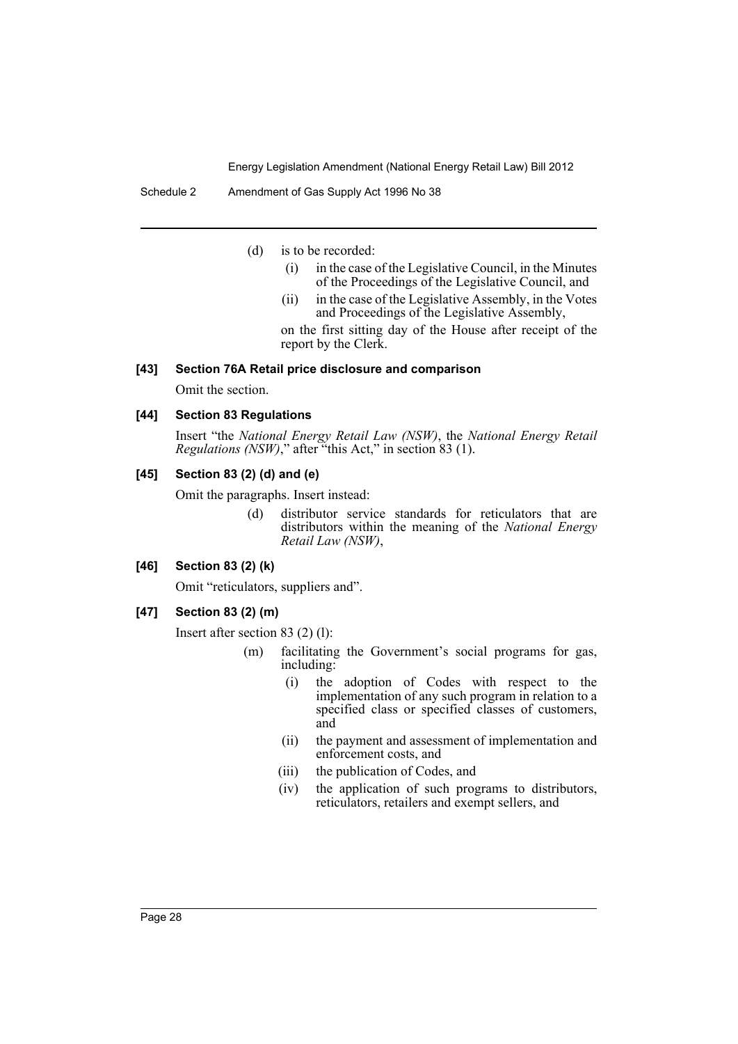(d) is to be recorded:

  (i) in the case of the Legislative Council, in the Minutes of the Proceedings of the Legislative Council, and

  (ii) in the case of the Legislative Assembly, in the Votes and Proceedings of the Legislative Assembly,

on the first sitting day of the House after receipt of the report by the Clerk.

### [43] Section 76A Retail price disclosure and comparison

Omit the section.

### [44] Section 83 Regulations

Insert "the *National Energy Retail Law (NSW)*, the *National Energy Retail Regulations (NSW)*," after "this Act," in section 83 (1).

### [45] Section 83 (2) (d) and (e)

Omit the paragraphs. Insert instead:

(d) distributor service standards for reticulators that are distributors within the meaning of the *National Energy Retail Law (NSW)*,

### [46] Section 83 (2) (k)

Omit "reticulators, suppliers and".

### [47] Section 83 (2) (m)

Insert after section 83 (2) (l):

(m) facilitating the Government's social programs for gas, including:

  (i) the adoption of Codes with respect to the implementation of any such program in relation to a specified class or specified classes of customers, and

  (ii) the payment and assessment of implementation and enforcement costs, and

  (iii) the publication of Codes, and

  (iv) the application of such programs to distributors, reticulators, retailers and exempt sellers, and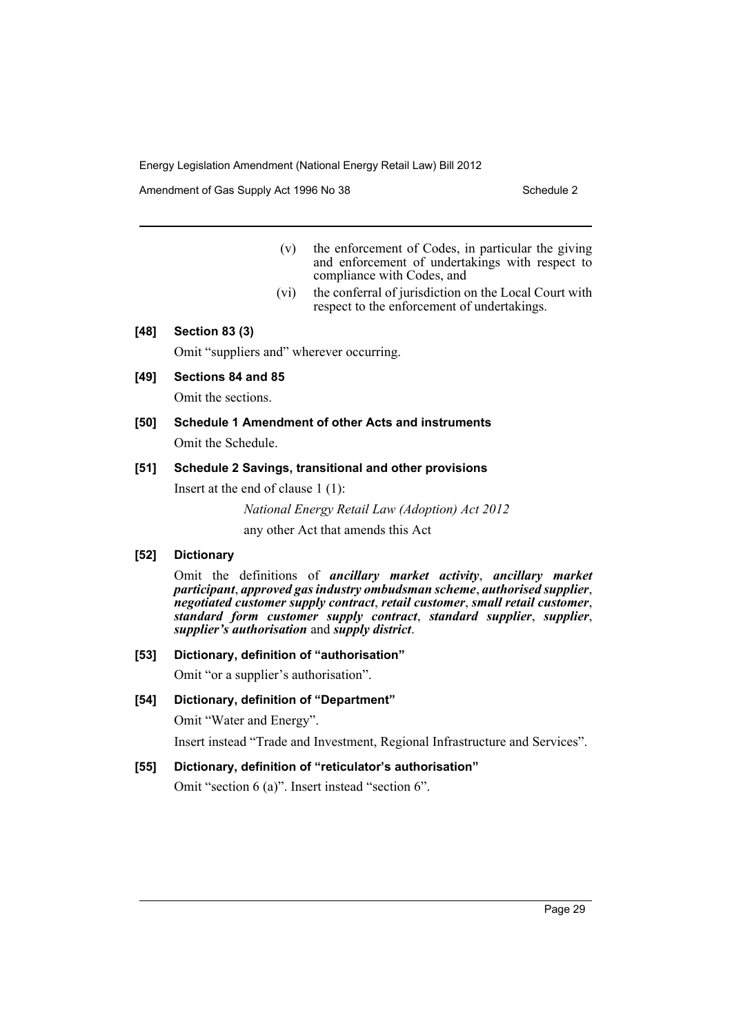(v) the enforcement of Codes, in particular the giving and enforcement of undertakings with respect to compliance with Codes, and

(vi) the conferral of jurisdiction on the Local Court with respect to the enforcement of undertakings.

**[48] Section 83 (3)**

Omit “suppliers and” wherever occurring.

**[49] Sections 84 and 85**

Omit the sections.

**[50] Schedule 1 Amendment of other Acts and instruments**

Omit the Schedule.

**[51] Schedule 2 Savings, transitional and other provisions**

Insert at the end of clause 1 (1):

*National Energy Retail Law (Adoption) Act 2012*

any other Act that amends this Act

**[52] Dictionary**

Omit the definitions of ***ancillary market activity***, ***ancillary market participant***, ***approved gas industry ombudsman scheme***, ***authorised supplier***, ***negotiated customer supply contract***, ***retail customer***, ***small retail customer***, ***standard form customer supply contract***, ***standard supplier***, ***supplier***, ***supplier’s authorisation*** and ***supply district***.

**[53] Dictionary, definition of “authorisation”**

Omit “or a supplier’s authorisation”.

**[54] Dictionary, definition of “Department”**

Omit “Water and Energy”.

Insert instead “Trade and Investment, Regional Infrastructure and Services”.

**[55] Dictionary, definition of “reticulator’s authorisation”**

Omit “section 6 (a)”. Insert instead “section 6”.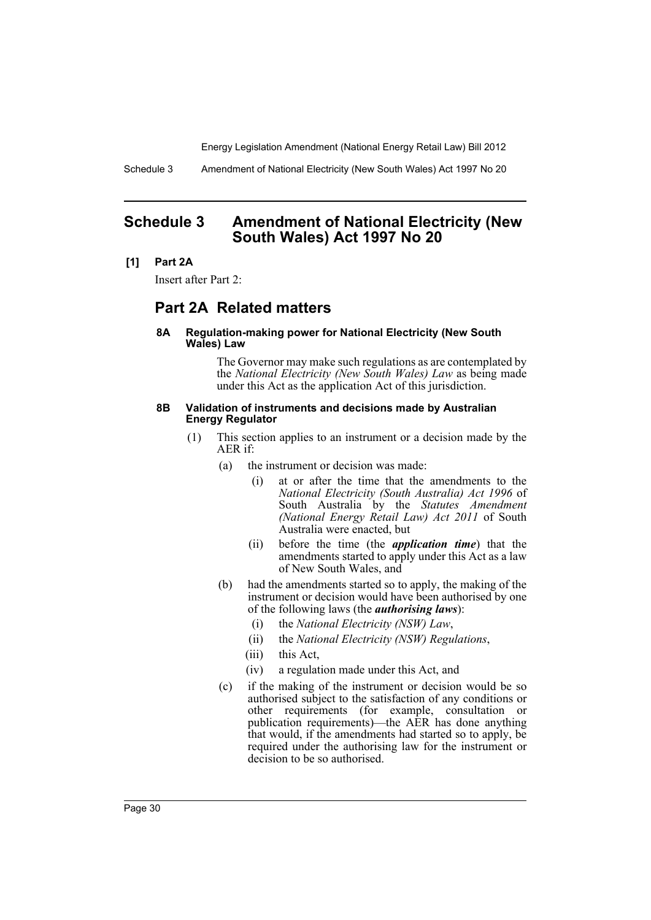# Schedule 3 Amendment of National Electricity (New South Wales) Act 1997 No 20

**[1] Part 2A**

Insert after Part 2:

## Part 2A Related matters

#### 8A Regulation-making power for National Electricity (New South Wales) Law

The Governor may make such regulations as are contemplated by the *National Electricity (New South Wales) Law* as being made under this Act as the application Act of this jurisdiction.

#### 8B Validation of instruments and decisions made by Australian Energy Regulator

(1) This section applies to an instrument or a decision made by the AER if:

(a) the instrument or decision was made:

(i) at or after the time that the amendments to the *National Electricity (South Australia) Act 1996* of South Australia by the *Statutes Amendment (National Energy Retail Law) Act 2011* of South Australia were enacted, but

(ii) before the time (the ***application time***) that the amendments started to apply under this Act as a law of New South Wales, and

(b) had the amendments started so to apply, the making of the instrument or decision would have been authorised by one of the following laws (the ***authorising laws***):

(i) the *National Electricity (NSW) Law*,

(ii) the *National Electricity (NSW) Regulations*,

(iii) this Act,

(iv) a regulation made under this Act, and

(c) if the making of the instrument or decision would be so authorised subject to the satisfaction of any conditions or other requirements (for example, consultation or publication requirements)—the AER has done anything that would, if the amendments had started so to apply, be required under the authorising law for the instrument or decision to be so authorised.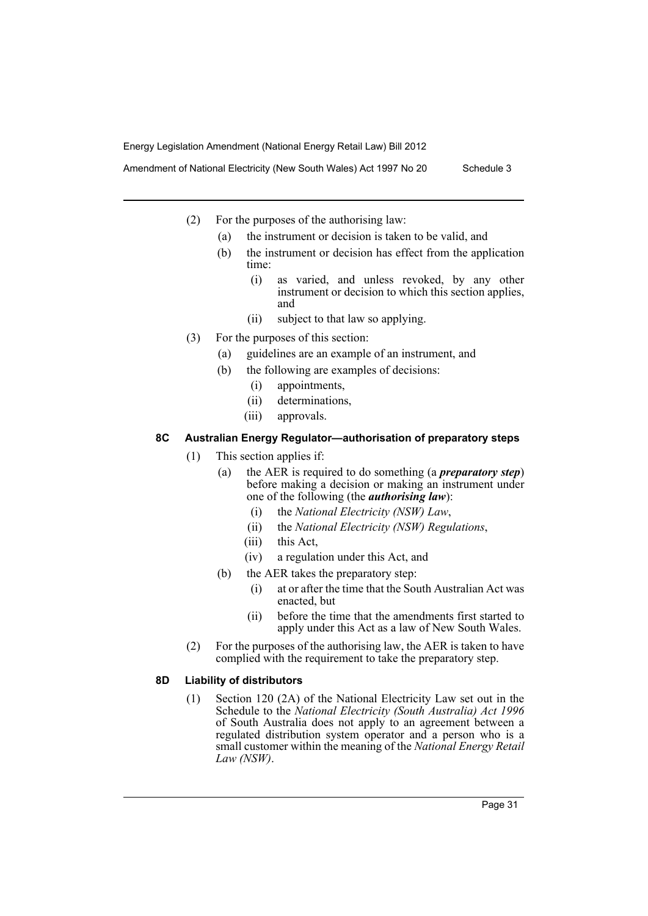(2) For the purposes of the authorising law:

(a) the instrument or decision is taken to be valid, and

(b) the instrument or decision has effect from the application time:

(i) as varied, and unless revoked, by any other instrument or decision to which this section applies, and

(ii) subject to that law so applying.

(3) For the purposes of this section:

(a) guidelines are an example of an instrument, and

(b) the following are examples of decisions:

(i) appointments,

(ii) determinations,

(iii) approvals.

### 8C Australian Energy Regulator—authorisation of preparatory steps

(1) This section applies if:

(a) the AER is required to do something (a ***preparatory step***) before making a decision or making an instrument under one of the following (the ***authorising law***):

(i) the *National Electricity (NSW) Law*,

(ii) the *National Electricity (NSW) Regulations*,

(iii) this Act,

(iv) a regulation under this Act, and

(b) the AER takes the preparatory step:

(i) at or after the time that the South Australian Act was enacted, but

(ii) before the time that the amendments first started to apply under this Act as a law of New South Wales.

(2) For the purposes of the authorising law, the AER is taken to have complied with the requirement to take the preparatory step.

### 8D Liability of distributors

(1) Section 120 (2A) of the National Electricity Law set out in the Schedule to the *National Electricity (South Australia) Act 1996* of South Australia does not apply to an agreement between a regulated distribution system operator and a person who is a small customer within the meaning of the *National Energy Retail Law (NSW)*.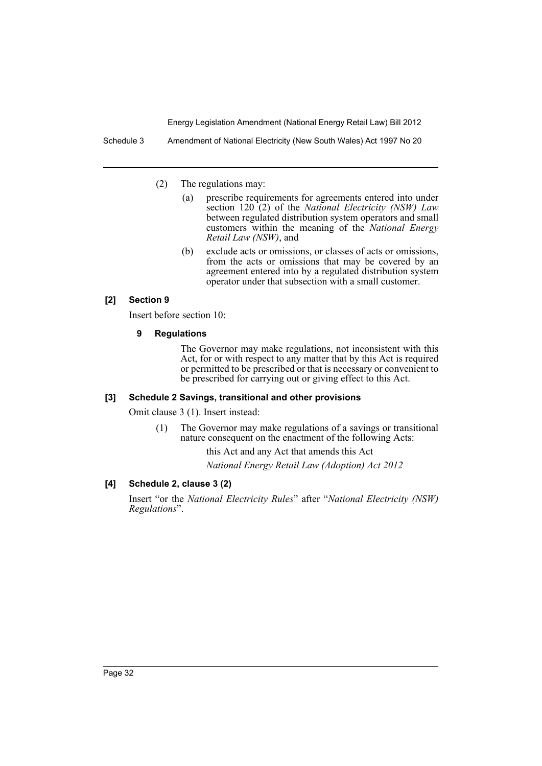(2) The regulations may:

(a) prescribe requirements for agreements entered into under section 120 (2) of the *National Electricity (NSW) Law* between regulated distribution system operators and small customers within the meaning of the *National Energy Retail Law (NSW)*, and

(b) exclude acts or omissions, or classes of acts or omissions, from the acts or omissions that may be covered by an agreement entered into by a regulated distribution system operator under that subsection with a small customer.

#### [2] Section 9

Insert before section 10:

**9 Regulations**

The Governor may make regulations, not inconsistent with this Act, for or with respect to any matter that by this Act is required or permitted to be prescribed or that is necessary or convenient to be prescribed for carrying out or giving effect to this Act.

#### [3] Schedule 2 Savings, transitional and other provisions

Omit clause 3 (1). Insert instead:

(1) The Governor may make regulations of a savings or transitional nature consequent on the enactment of the following Acts:

this Act and any Act that amends this Act

*National Energy Retail Law (Adoption) Act 2012*

#### [4] Schedule 2, clause 3 (2)

Insert "or the *National Electricity Rules*" after "*National Electricity (NSW) Regulations*".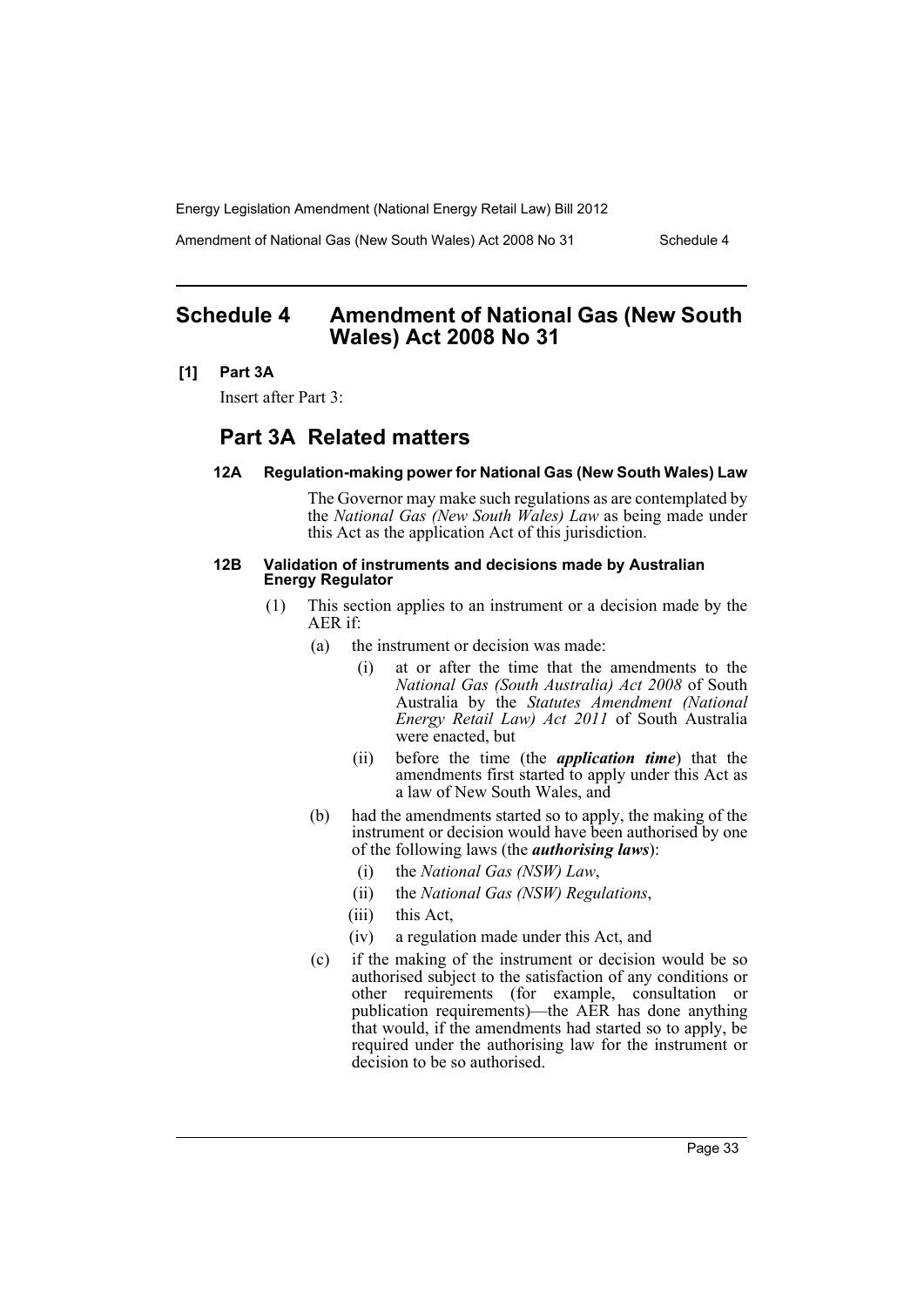## Schedule 4 Amendment of National Gas (New South Wales) Act 2008 No 31

**[1] Part 3A**

Insert after Part 3:

## Part 3A Related matters

**12A Regulation-making power for National Gas (New South Wales) Law**

The Governor may make such regulations as are contemplated by the *National Gas (New South Wales) Law* as being made under this Act as the application Act of this jurisdiction.

**12B Validation of instruments and decisions made by Australian Energy Regulator**

(1) This section applies to an instrument or a decision made by the AER if:

- (a) the instrument or decision was made:
  - (i) at or after the time that the amendments to the *National Gas (South Australia) Act 2008* of South Australia by the *Statutes Amendment (National Energy Retail Law) Act 2011* of South Australia were enacted, but
  - (ii) before the time (the ***application time***) that the amendments first started to apply under this Act as a law of New South Wales, and
- (b) had the amendments started so to apply, the making of the instrument or decision would have been authorised by one of the following laws (the ***authorising laws***):
  - (i) the *National Gas (NSW) Law*,
  - (ii) the *National Gas (NSW) Regulations*,
  - (iii) this Act,
  - (iv) a regulation made under this Act, and
- (c) if the making of the instrument or decision would be so authorised subject to the satisfaction of any conditions or other requirements (for example, consultation or publication requirements)—the AER has done anything that would, if the amendments had started so to apply, be required under the authorising law for the instrument or decision to be so authorised.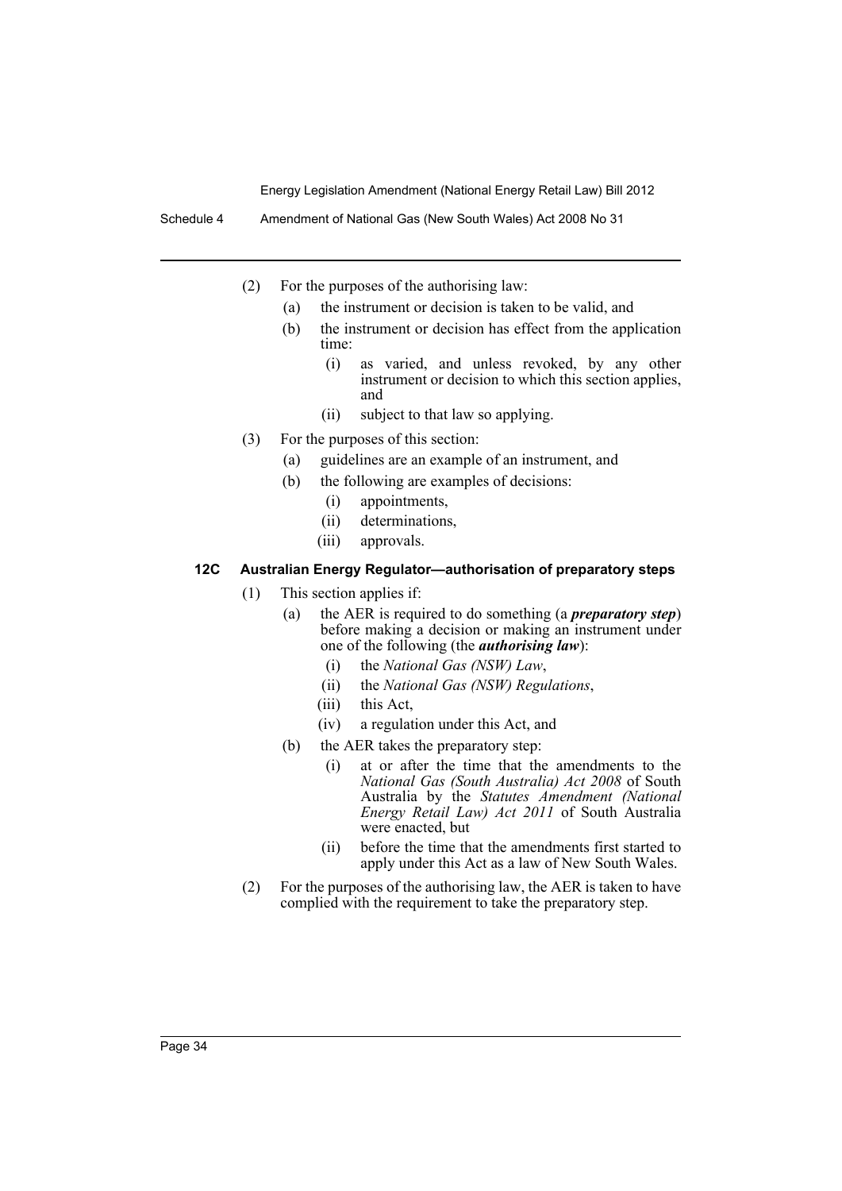(2) For the purposes of the authorising law:

   (a) the instrument or decision is taken to be valid, and

   (b) the instrument or decision has effect from the application time:

      (i) as varied, and unless revoked, by any other instrument or decision to which this section applies, and

      (ii) subject to that law so applying.

(3) For the purposes of this section:

   (a) guidelines are an example of an instrument, and

   (b) the following are examples of decisions:

      (i) appointments,

      (ii) determinations,

      (iii) approvals.

### 12C Australian Energy Regulator—authorisation of preparatory steps

(1) This section applies if:

   (a) the AER is required to do something (a ***preparatory step***) before making a decision or making an instrument under one of the following (the ***authorising law***):

      (i) the *National Gas (NSW) Law*,

      (ii) the *National Gas (NSW) Regulations*,

      (iii) this Act,

      (iv) a regulation under this Act, and

   (b) the AER takes the preparatory step:

      (i) at or after the time that the amendments to the *National Gas (South Australia) Act 2008* of South Australia by the *Statutes Amendment (National Energy Retail Law) Act 2011* of South Australia were enacted, but

      (ii) before the time that the amendments first started to apply under this Act as a law of New South Wales.

(2) For the purposes of the authorising law, the AER is taken to have complied with the requirement to take the preparatory step.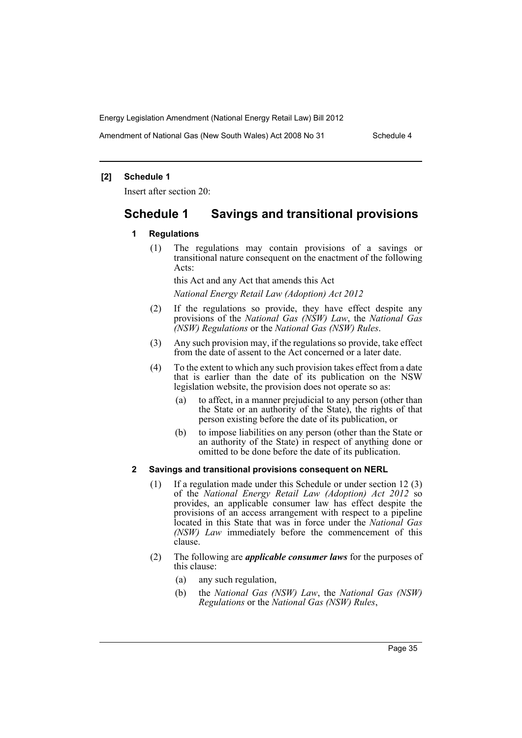**[2] Schedule 1**

Insert after section 20:

# Schedule 1 Savings and transitional provisions

### 1 Regulations

(1) The regulations may contain provisions of a savings or transitional nature consequent on the enactment of the following Acts:

this Act and any Act that amends this Act

*National Energy Retail Law (Adoption) Act 2012*

(2) If the regulations so provide, they have effect despite any provisions of the *National Gas (NSW) Law*, the *National Gas (NSW) Regulations* or the *National Gas (NSW) Rules*.

(3) Any such provision may, if the regulations so provide, take effect from the date of assent to the Act concerned or a later date.

(4) To the extent to which any such provision takes effect from a date that is earlier than the date of its publication on the NSW legislation website, the provision does not operate so as:

(a) to affect, in a manner prejudicial to any person (other than the State or an authority of the State), the rights of that person existing before the date of its publication, or

(b) to impose liabilities on any person (other than the State or an authority of the State) in respect of anything done or omitted to be done before the date of its publication.

### 2 Savings and transitional provisions consequent on NERL

(1) If a regulation made under this Schedule or under section 12 (3) of the *National Energy Retail Law (Adoption) Act 2012* so provides, an applicable consumer law has effect despite the provisions of an access arrangement with respect to a pipeline located in this State that was in force under the *National Gas (NSW) Law* immediately before the commencement of this clause.

(2) The following are ***applicable consumer laws*** for the purposes of this clause:

(a) any such regulation,

(b) the *National Gas (NSW) Law*, the *National Gas (NSW) Regulations* or the *National Gas (NSW) Rules*,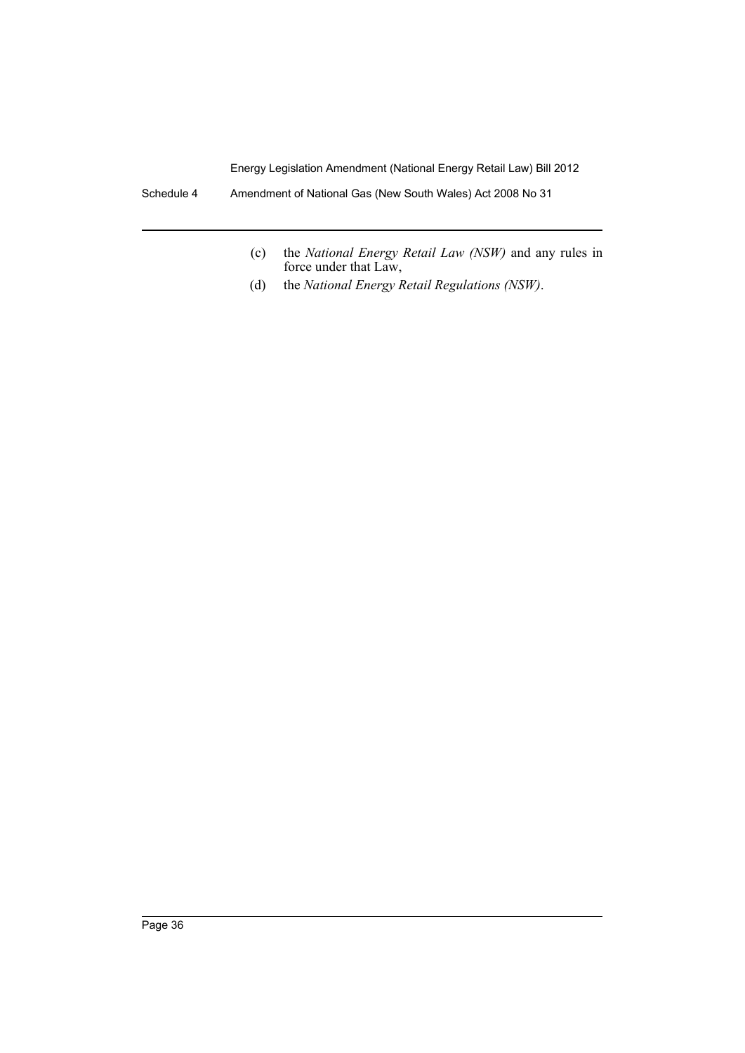(c) the *National Energy Retail Law (NSW)* and any rules in force under that Law,

(d) the *National Energy Retail Regulations (NSW)*.